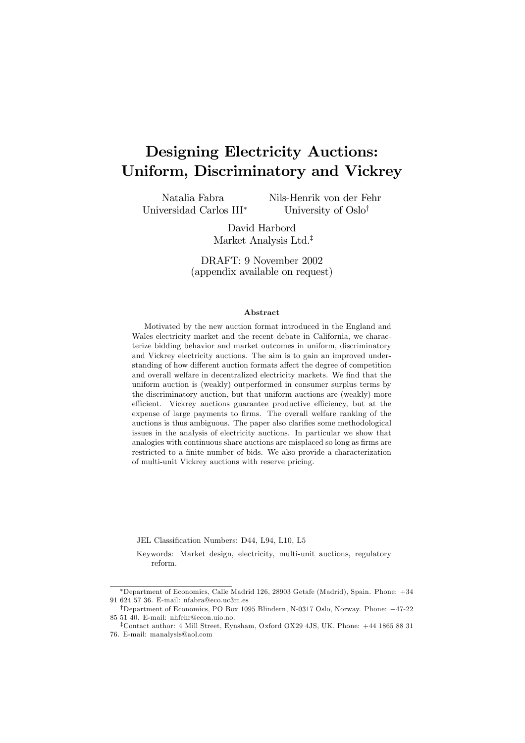# Designing Electricity Auctions: Uniform, Discriminatory and Vickrey

Natalia Fabra
Universidad Carlos III[*]

Nils-Henrik von der Fehr
University of Oslo[†]

David Harbord
Market Analysis Ltd.[‡]

DRAFT: 9 November 2002
(appendix available on request)

#### Abstract

Motivated by the new auction format introduced in the England and Wales electricity market and the recent debate in California, we characterize bidding behavior and market outcomes in uniform, discriminatory and Vickrey electricity auctions. The aim is to gain an improved understanding of how different auction formats affect the degree of competition and overall welfare in decentralized electricity markets. We find that the uniform auction is (weakly) outperformed in consumer surplus terms by the discriminatory auction, but that uniform auctions are (weakly) more efficient. Vickrey auctions guarantee productive efficiency, but at the expense of large payments to firms. The overall welfare ranking of the auctions is thus ambiguous. The paper also clarifies some methodological issues in the analysis of electricity auctions. In particular we show that analogies with continuous share auctions are misplaced so long as firms are restricted to a finite number of bids. We also provide a characterization of multi-unit Vickrey auctions with reserve pricing.

JEL Classification Numbers: D44, L94, L10, L5

Keywords: Market design, electricity, multi-unit auctions, regulatory reform.

---

[*] Department of Economics, Calle Madrid 126, 28903 Getafe (Madrid), Spain. Phone: +34 91 624 57 36. E-mail: nfabra@eco.uc3m.es

[†] Department of Economics, PO Box 1095 Blindern, N-0317 Oslo, Norway. Phone: +47-22 85 51 40. E-mail: nhfehr@econ.uio.no.

[‡] Contact author: 4 Mill Street, Eynsham, Oxford OX29 4JS, UK. Phone: +44 1865 88 31 76. E-mail: manalysis@aol.com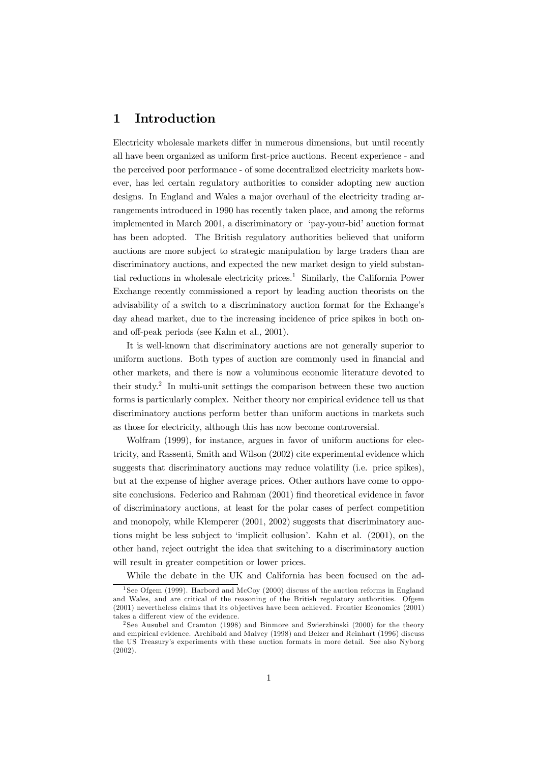# 1 Introduction

Electricity wholesale markets differ in numerous dimensions, but until recently all have been organized as uniform first-price auctions. Recent experience - and the perceived poor performance - of some decentralized electricity markets however, has led certain regulatory authorities to consider adopting new auction designs. In England and Wales a major overhaul of the electricity trading arrangements introduced in 1990 has recently taken place, and among the reforms implemented in March 2001, a discriminatory or 'pay-your-bid' auction format has been adopted. The British regulatory authorities believed that uniform auctions are more subject to strategic manipulation by large traders than are discriminatory auctions, and expected the new market design to yield substantial reductions in wholesale electricity prices.[1] Similarly, the California Power Exchange recently commissioned a report by leading auction theorists on the advisability of a switch to a discriminatory auction format for the Exhange's day ahead market, due to the increasing incidence of price spikes in both on- and off-peak periods (see Kahn et al., 2001).

It is well-known that discriminatory auctions are not generally superior to uniform auctions. Both types of auction are commonly used in financial and other markets, and there is now a voluminous economic literature devoted to their study.[2] In multi-unit settings the comparison between these two auction forms is particularly complex. Neither theory nor empirical evidence tell us that discriminatory auctions perform better than uniform auctions in markets such as those for electricity, although this has now become controversial.

Wolfram (1999), for instance, argues in favor of uniform auctions for electricity, and Rassenti, Smith and Wilson (2002) cite experimental evidence which suggests that discriminatory auctions may reduce volatility (i.e. price spikes), but at the expense of higher average prices. Other authors have come to opposite conclusions. Federico and Rahman (2001) find theoretical evidence in favor of discriminatory auctions, at least for the polar cases of perfect competition and monopoly, while Klemperer (2001, 2002) suggests that discriminatory auctions might be less subject to 'implicit collusion'. Kahn et al. (2001), on the other hand, reject outright the idea that switching to a discriminatory auction will result in greater competition or lower prices.

While the debate in the UK and California has been focused on the ad-

---

[1] See Ofgem (1999). Harbord and McCoy (2000) discuss of the auction reforms in England and Wales, and are critical of the reasoning of the British regulatory authorities. Ofgem (2001) nevertheless claims that its objectives have been achieved. Frontier Economics (2001) takes a different view of the evidence.

[2] See Ausubel and Cramton (1998) and Binmore and Swierzbinski (2000) for the theory and empirical evidence. Archibald and Malvey (1998) and Belzer and Reinhart (1996) discuss the US Treasury's experiments with these auction formats in more detail. See also Nyborg (2002).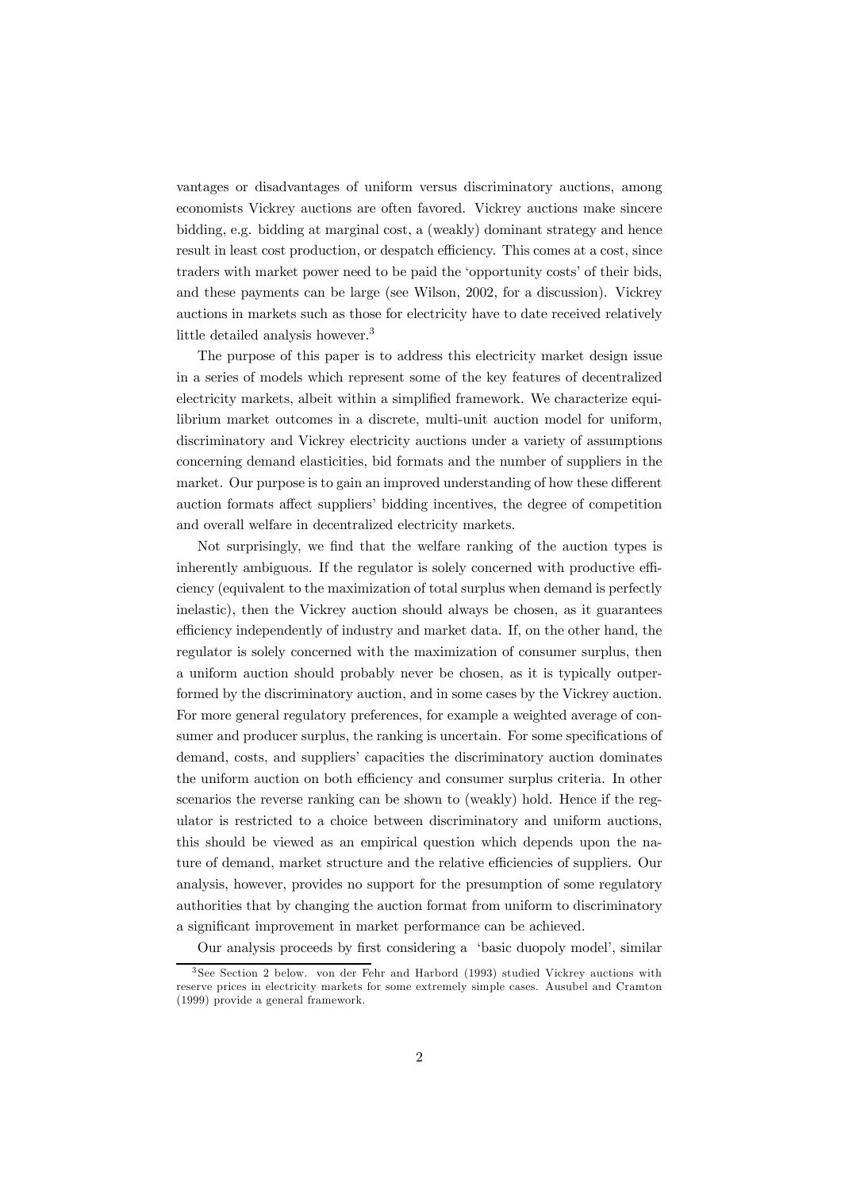vantages or disadvantages of uniform versus discriminatory auctions, among economists Vickrey auctions are often favored. Vickrey auctions make sincere bidding, e.g. bidding at marginal cost, a (weakly) dominant strategy and hence result in least cost production, or despatch efficiency. This comes at a cost, since traders with market power need to be paid the 'opportunity costs' of their bids, and these payments can be large (see Wilson, 2002, for a discussion). Vickrey auctions in markets such as those for electricity have to date received relatively little detailed analysis however.[3]

The purpose of this paper is to address this electricity market design issue in a series of models which represent some of the key features of decentralized electricity markets, albeit within a simplified framework. We characterize equilibrium market outcomes in a discrete, multi-unit auction model for uniform, discriminatory and Vickrey electricity auctions under a variety of assumptions concerning demand elasticities, bid formats and the number of suppliers in the market. Our purpose is to gain an improved understanding of how these different auction formats affect suppliers' bidding incentives, the degree of competition and overall welfare in decentralized electricity markets.

Not surprisingly, we find that the welfare ranking of the auction types is inherently ambiguous. If the regulator is solely concerned with productive efficiency (equivalent to the maximization of total surplus when demand is perfectly inelastic), then the Vickrey auction should always be chosen, as it guarantees efficiency independently of industry and market data. If, on the other hand, the regulator is solely concerned with the maximization of consumer surplus, then a uniform auction should probably never be chosen, as it is typically outperformed by the discriminatory auction, and in some cases by the Vickrey auction. For more general regulatory preferences, for example a weighted average of consumer and producer surplus, the ranking is uncertain. For some specifications of demand, costs, and suppliers' capacities the discriminatory auction dominates the uniform auction on both efficiency and consumer surplus criteria. In other scenarios the reverse ranking can be shown to (weakly) hold. Hence if the regulator is restricted to a choice between discriminatory and uniform auctions, this should be viewed as an empirical question which depends upon the nature of demand, market structure and the relative efficiencies of suppliers. Our analysis, however, provides no support for the presumption of some regulatory authorities that by changing the auction format from uniform to discriminatory a significant improvement in market performance can be achieved.

Our analysis proceeds by first considering a 'basic duopoly model', similar

[3] See Section 2 below. von der Fehr and Harbord (1993) studied Vickrey auctions with reserve prices in electricity markets for some extremely simple cases. Ausubel and Cramton (1999) provide a general framework.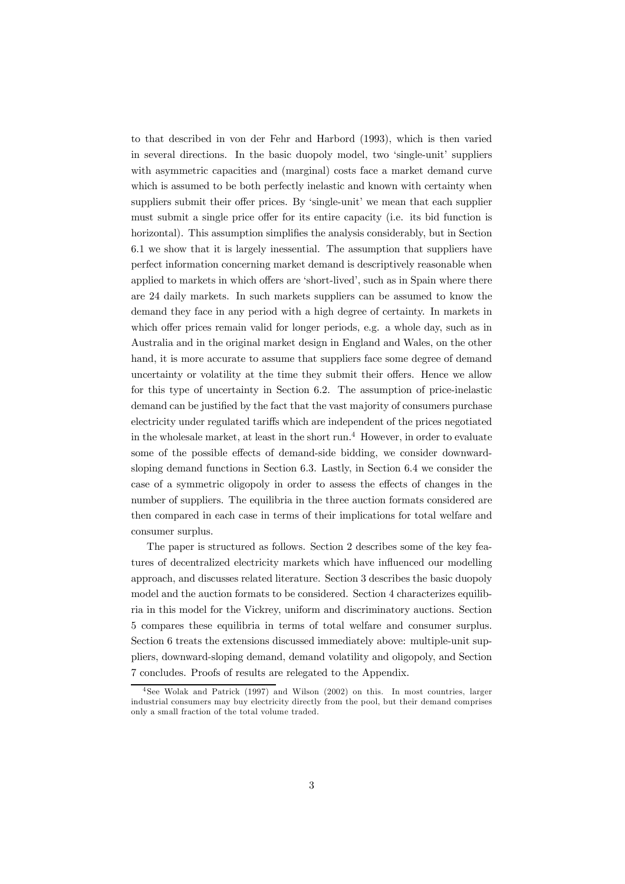to that described in von der Fehr and Harbord (1993), which is then varied in several directions. In the basic duopoly model, two 'single-unit' suppliers with asymmetric capacities and (marginal) costs face a market demand curve which is assumed to be both perfectly inelastic and known with certainty when suppliers submit their offer prices. By 'single-unit' we mean that each supplier must submit a single price offer for its entire capacity (i.e. its bid function is horizontal). This assumption simplifies the analysis considerably, but in Section 6.1 we show that it is largely inessential. The assumption that suppliers have perfect information concerning market demand is descriptively reasonable when applied to markets in which offers are 'short-lived', such as in Spain where there are 24 daily markets. In such markets suppliers can be assumed to know the demand they face in any period with a high degree of certainty. In markets in which offer prices remain valid for longer periods, e.g. a whole day, such as in Australia and in the original market design in England and Wales, on the other hand, it is more accurate to assume that suppliers face some degree of demand uncertainty or volatility at the time they submit their offers. Hence we allow for this type of uncertainty in Section 6.2. The assumption of price-inelastic demand can be justified by the fact that the vast majority of consumers purchase electricity under regulated tariffs which are independent of the prices negotiated in the wholesale market, at least in the short run.[4] However, in order to evaluate some of the possible effects of demand-side bidding, we consider downward-sloping demand functions in Section 6.3. Lastly, in Section 6.4 we consider the case of a symmetric oligopoly in order to assess the effects of changes in the number of suppliers. The equilibria in the three auction formats considered are then compared in each case in terms of their implications for total welfare and consumer surplus.

The paper is structured as follows. Section 2 describes some of the key features of decentralized electricity markets which have influenced our modelling approach, and discusses related literature. Section 3 describes the basic duopoly model and the auction formats to be considered. Section 4 characterizes equilibria in this model for the Vickrey, uniform and discriminatory auctions. Section 5 compares these equilibria in terms of total welfare and consumer surplus. Section 6 treats the extensions discussed immediately above: multiple-unit suppliers, downward-sloping demand, demand volatility and oligopoly, and Section 7 concludes. Proofs of results are relegated to the Appendix.

[4] See Wolak and Patrick (1997) and Wilson (2002) on this. In most countries, larger industrial consumers may buy electricity directly from the pool, but their demand comprises only a small fraction of the total volume traded.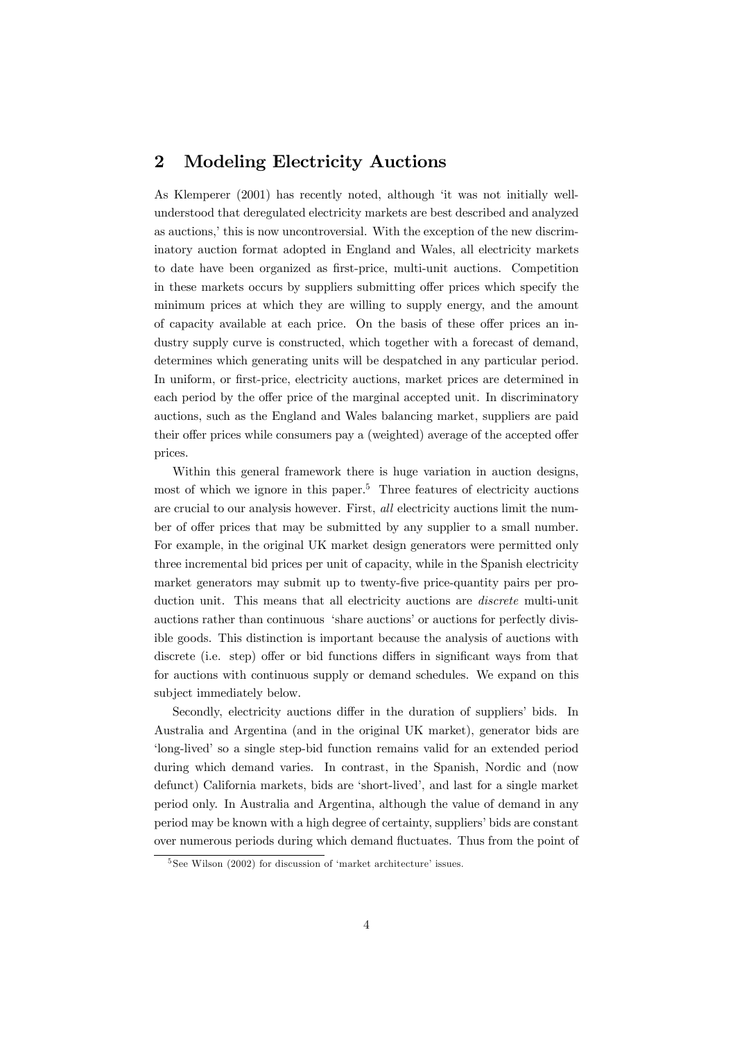## 2 Modeling Electricity Auctions

As Klemperer (2001) has recently noted, although 'it was not initially well-understood that deregulated electricity markets are best described and analyzed as auctions,' this is now uncontroversial. With the exception of the new discriminatory auction format adopted in England and Wales, all electricity markets to date have been organized as first-price, multi-unit auctions. Competition in these markets occurs by suppliers submitting offer prices which specify the minimum prices at which they are willing to supply energy, and the amount of capacity available at each price. On the basis of these offer prices an industry supply curve is constructed, which together with a forecast of demand, determines which generating units will be despatched in any particular period. In uniform, or first-price, electricity auctions, market prices are determined in each period by the offer price of the marginal accepted unit. In discriminatory auctions, such as the England and Wales balancing market, suppliers are paid their offer prices while consumers pay a (weighted) average of the accepted offer prices.

Within this general framework there is huge variation in auction designs, most of which we ignore in this paper.[5] Three features of electricity auctions are crucial to our analysis however. First, *all* electricity auctions limit the number of offer prices that may be submitted by any supplier to a small number. For example, in the original UK market design generators were permitted only three incremental bid prices per unit of capacity, while in the Spanish electricity market generators may submit up to twenty-five price-quantity pairs per production unit. This means that all electricity auctions are *discrete* multi-unit auctions rather than continuous 'share auctions' or auctions for perfectly divisible goods. This distinction is important because the analysis of auctions with discrete (i.e. step) offer or bid functions differs in significant ways from that for auctions with continuous supply or demand schedules. We expand on this subject immediately below.

Secondly, electricity auctions differ in the duration of suppliers' bids. In Australia and Argentina (and in the original UK market), generator bids are 'long-lived' so a single step-bid function remains valid for an extended period during which demand varies. In contrast, in the Spanish, Nordic and (now defunct) California markets, bids are 'short-lived', and last for a single market period only. In Australia and Argentina, although the value of demand in any period may be known with a high degree of certainty, suppliers' bids are constant over numerous periods during which demand fluctuates. Thus from the point of

[5] See Wilson (2002) for discussion of 'market architecture' issues.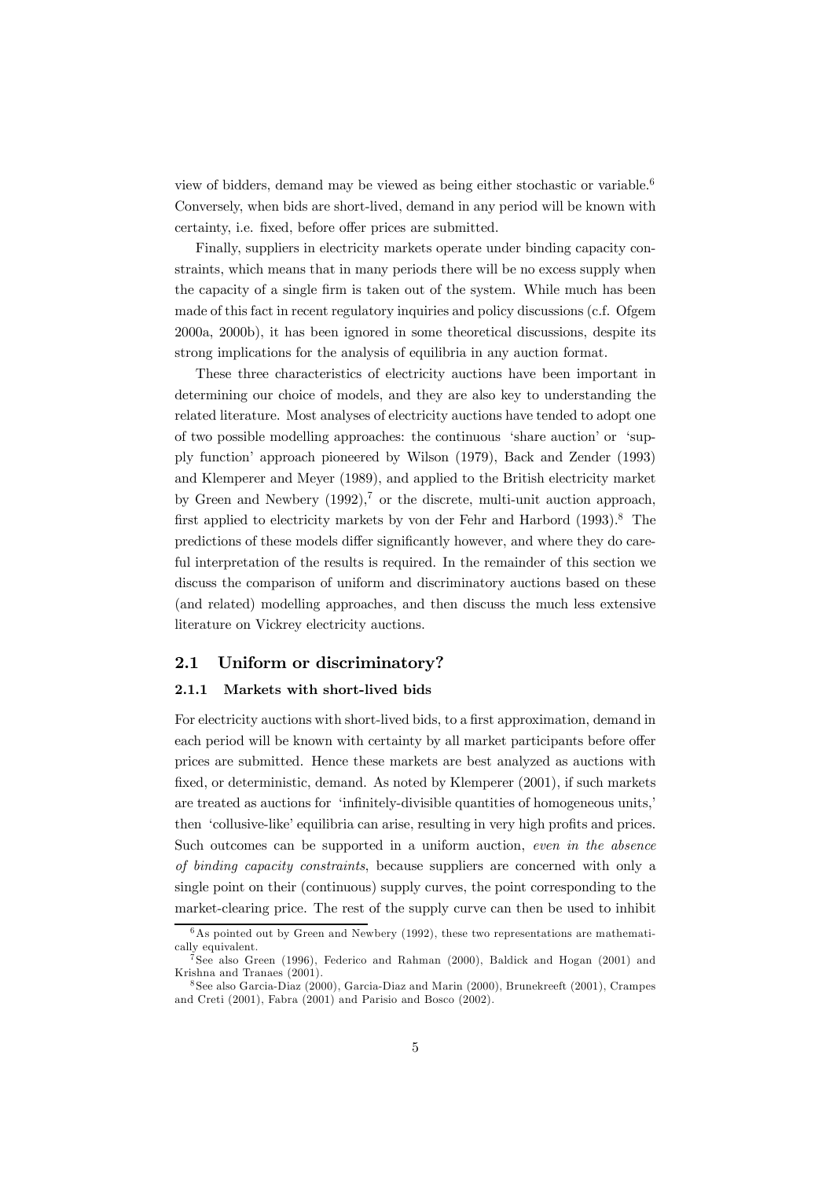view of bidders, demand may be viewed as being either stochastic or variable.[6] Conversely, when bids are short-lived, demand in any period will be known with certainty, i.e. fixed, before offer prices are submitted.

Finally, suppliers in electricity markets operate under binding capacity constraints, which means that in many periods there will be no excess supply when the capacity of a single firm is taken out of the system. While much has been made of this fact in recent regulatory inquiries and policy discussions (c.f. Ofgem 2000a, 2000b), it has been ignored in some theoretical discussions, despite its strong implications for the analysis of equilibria in any auction format.

These three characteristics of electricity auctions have been important in determining our choice of models, and they are also key to understanding the related literature. Most analyses of electricity auctions have tended to adopt one of two possible modelling approaches: the continuous 'share auction' or 'supply function' approach pioneered by Wilson (1979), Back and Zender (1993) and Klemperer and Meyer (1989), and applied to the British electricity market by Green and Newbery (1992),[7] or the discrete, multi-unit auction approach, first applied to electricity markets by von der Fehr and Harbord (1993).[8] The predictions of these models differ significantly however, and where they do careful interpretation of the results is required. In the remainder of this section we discuss the comparison of uniform and discriminatory auctions based on these (and related) modelling approaches, and then discuss the much less extensive literature on Vickrey electricity auctions.

## 2.1 Uniform or discriminatory?

### 2.1.1 Markets with short-lived bids

For electricity auctions with short-lived bids, to a first approximation, demand in each period will be known with certainty by all market participants before offer prices are submitted. Hence these markets are best analyzed as auctions with fixed, or deterministic, demand. As noted by Klemperer (2001), if such markets are treated as auctions for 'infinitely-divisible quantities of homogeneous units,' then 'collusive-like' equilibria can arise, resulting in very high profits and prices. Such outcomes can be supported in a uniform auction, *even in the absence of binding capacity constraints*, because suppliers are concerned with only a single point on their (continuous) supply curves, the point corresponding to the market-clearing price. The rest of the supply curve can then be used to inhibit

[6] As pointed out by Green and Newbery (1992), these two representations are mathematically equivalent.

[7] See also Green (1996), Federico and Rahman (2000), Baldick and Hogan (2001) and Krishna and Tranaes (2001).

[8] See also Garcia-Diaz (2000), Garcia-Diaz and Marin (2000), Brunekreeft (2001), Crampes and Creti (2001), Fabra (2001) and Parisio and Bosco (2002).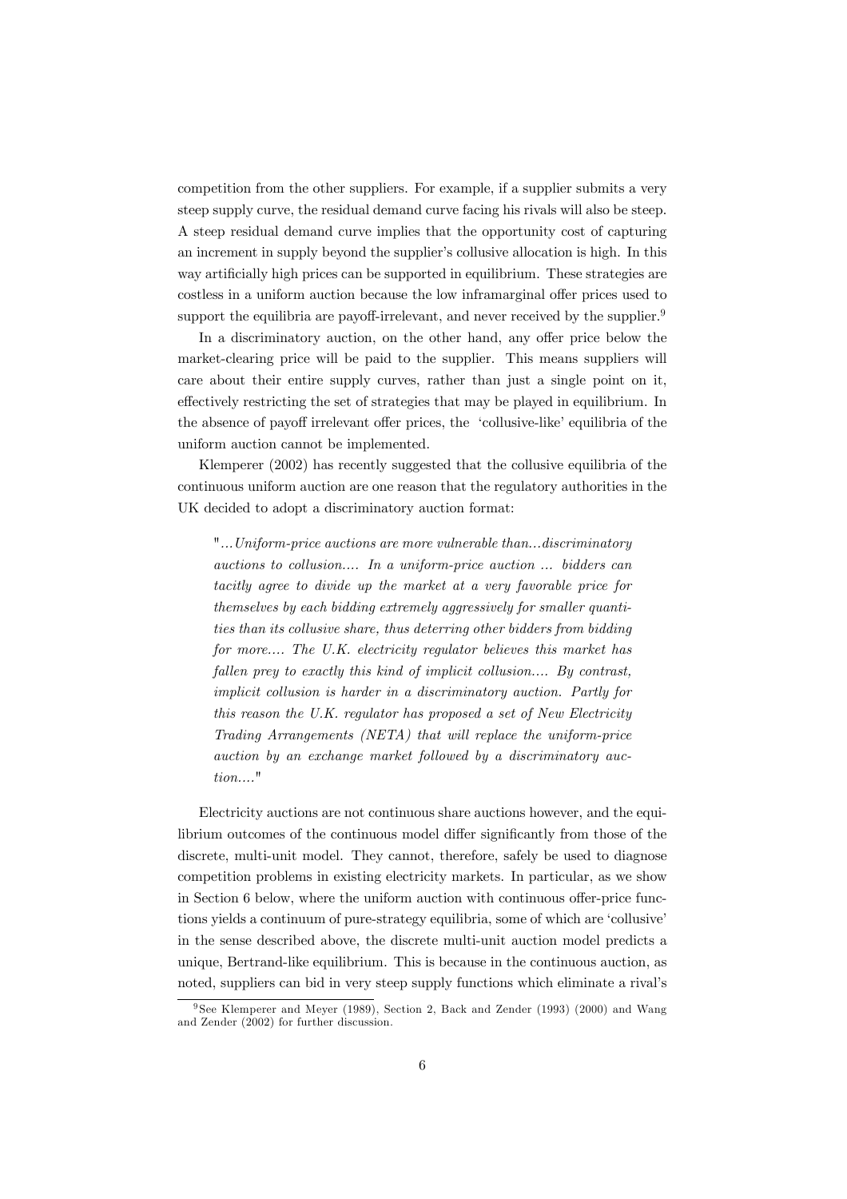competition from the other suppliers. For example, if a supplier submits a very steep supply curve, the residual demand curve facing his rivals will also be steep. A steep residual demand curve implies that the opportunity cost of capturing an increment in supply beyond the supplier's collusive allocation is high. In this way artificially high prices can be supported in equilibrium. These strategies are costless in a uniform auction because the low inframarginal offer prices used to support the equilibria are payoff-irrelevant, and never received by the supplier.[9]

In a discriminatory auction, on the other hand, any offer price below the market-clearing price will be paid to the supplier. This means suppliers will care about their entire supply curves, rather than just a single point on it, effectively restricting the set of strategies that may be played in equilibrium. In the absence of payoff irrelevant offer prices, the 'collusive-like' equilibria of the uniform auction cannot be implemented.

Klemperer (2002) has recently suggested that the collusive equilibria of the continuous uniform auction are one reason that the regulatory authorities in the UK decided to adopt a discriminatory auction format:

> "*...Uniform-price auctions are more vulnerable than...discriminatory auctions to collusion.... In a uniform-price auction ... bidders can tacitly agree to divide up the market at a very favorable price for themselves by each bidding extremely aggressively for smaller quantities than its collusive share, thus deterring other bidders from bidding for more.... The U.K. electricity regulator believes this market has fallen prey to exactly this kind of implicit collusion.... By contrast, implicit collusion is harder in a discriminatory auction. Partly for this reason the U.K. regulator has proposed a set of New Electricity Trading Arrangements (NETA) that will replace the uniform-price auction by an exchange market followed by a discriminatory auction....*"

Electricity auctions are not continuous share auctions however, and the equilibrium outcomes of the continuous model differ significantly from those of the discrete, multi-unit model. They cannot, therefore, safely be used to diagnose competition problems in existing electricity markets. In particular, as we show in Section 6 below, where the uniform auction with continuous offer-price functions yields a continuum of pure-strategy equilibria, some of which are 'collusive' in the sense described above, the discrete multi-unit auction model predicts a unique, Bertrand-like equilibrium. This is because in the continuous auction, as noted, suppliers can bid in very steep supply functions which eliminate a rival's

[9] See Klemperer and Meyer (1989), Section 2, Back and Zender (1993) (2000) and Wang and Zender (2002) for further discussion.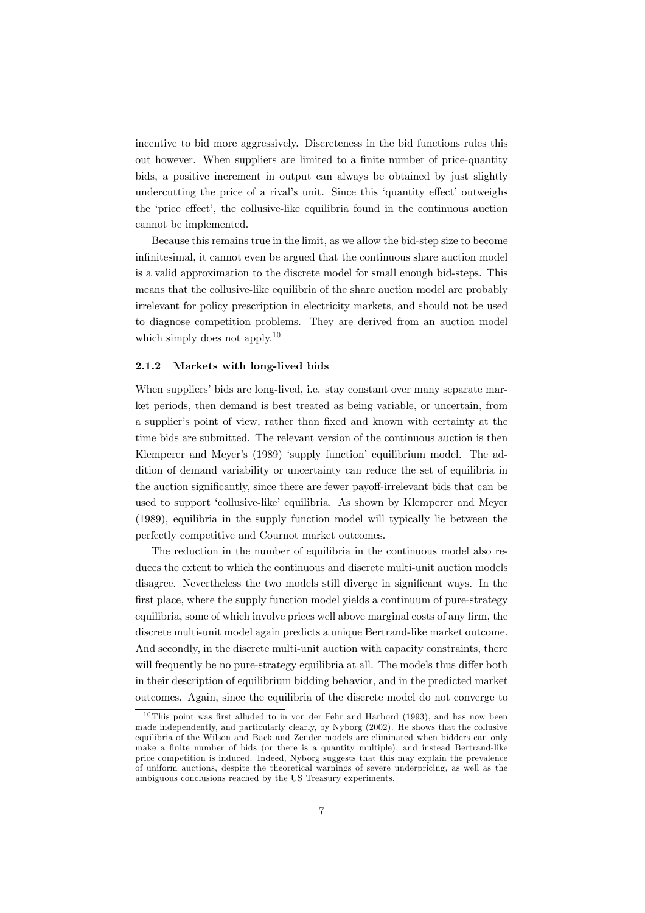incentive to bid more aggressively. Discreteness in the bid functions rules this out however. When suppliers are limited to a finite number of price-quantity bids, a positive increment in output can always be obtained by just slightly undercutting the price of a rival's unit. Since this 'quantity effect' outweighs the 'price effect', the collusive-like equilibria found in the continuous auction cannot be implemented.

Because this remains true in the limit, as we allow the bid-step size to become infinitesimal, it cannot even be argued that the continuous share auction model is a valid approximation to the discrete model for small enough bid-steps. This means that the collusive-like equilibria of the share auction model are probably irrelevant for policy prescription in electricity markets, and should not be used to diagnose competition problems. They are derived from an auction model which simply does not apply.[10]

### 2.1.2 Markets with long-lived bids

When suppliers' bids are long-lived, i.e. stay constant over many separate market periods, then demand is best treated as being variable, or uncertain, from a supplier's point of view, rather than fixed and known with certainty at the time bids are submitted. The relevant version of the continuous auction is then Klemperer and Meyer's (1989) 'supply function' equilibrium model. The addition of demand variability or uncertainty can reduce the set of equilibria in the auction significantly, since there are fewer payoff-irrelevant bids that can be used to support 'collusive-like' equilibria. As shown by Klemperer and Meyer (1989), equilibria in the supply function model will typically lie between the perfectly competitive and Cournot market outcomes.

The reduction in the number of equilibria in the continuous model also reduces the extent to which the continuous and discrete multi-unit auction models disagree. Nevertheless the two models still diverge in significant ways. In the first place, where the supply function model yields a continuum of pure-strategy equilibria, some of which involve prices well above marginal costs of any firm, the discrete multi-unit model again predicts a unique Bertrand-like market outcome. And secondly, in the discrete multi-unit auction with capacity constraints, there will frequently be no pure-strategy equilibria at all. The models thus differ both in their description of equilibrium bidding behavior, and in the predicted market outcomes. Again, since the equilibria of the discrete model do not converge to

[10] This point was first alluded to in von der Fehr and Harbord (1993), and has now been made independently, and particularly clearly, by Nyborg (2002). He shows that the collusive equilibria of the Wilson and Back and Zender models are eliminated when bidders can only make a finite number of bids (or there is a quantity multiple), and instead Bertrand-like price competition is induced. Indeed, Nyborg suggests that this may explain the prevalence of uniform auctions, despite the theoretical warnings of severe underpricing, as well as the ambiguous conclusions reached by the US Treasury experiments.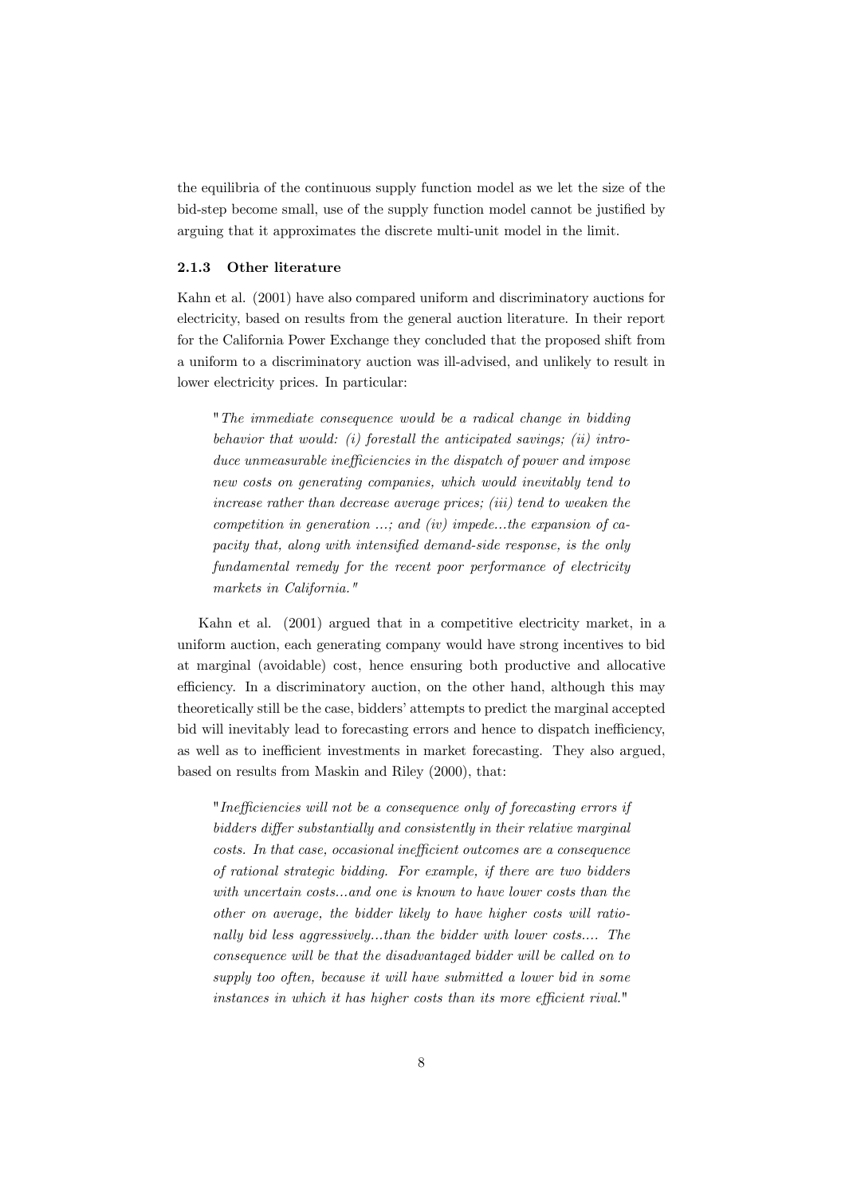the equilibria of the continuous supply function model as we let the size of the bid-step become small, use of the supply function model cannot be justified by arguing that it approximates the discrete multi-unit model in the limit.

### 2.1.3 Other literature

Kahn et al. (2001) have also compared uniform and discriminatory auctions for electricity, based on results from the general auction literature. In their report for the California Power Exchange they concluded that the proposed shift from a uniform to a discriminatory auction was ill-advised, and unlikely to result in lower electricity prices. In particular:

> "*The immediate consequence would be a radical change in bidding behavior that would: (i) forestall the anticipated savings; (ii) introduce unmeasurable inefficiencies in the dispatch of power and impose new costs on generating companies, which would inevitably tend to increase rather than decrease average prices; (iii) tend to weaken the competition in generation ...; and (iv) impede...the expansion of capacity that, along with intensified demand-side response, is the only fundamental remedy for the recent poor performance of electricity markets in California.*"

Kahn et al. (2001) argued that in a competitive electricity market, in a uniform auction, each generating company would have strong incentives to bid at marginal (avoidable) cost, hence ensuring both productive and allocative efficiency. In a discriminatory auction, on the other hand, although this may theoretically still be the case, bidders' attempts to predict the marginal accepted bid will inevitably lead to forecasting errors and hence to dispatch inefficiency, as well as to inefficient investments in market forecasting. They also argued, based on results from Maskin and Riley (2000), that:

> "*Inefficiencies will not be a consequence only of forecasting errors if bidders differ substantially and consistently in their relative marginal costs. In that case, occasional inefficient outcomes are a consequence of rational strategic bidding. For example, if there are two bidders with uncertain costs...and one is known to have lower costs than the other on average, the bidder likely to have higher costs will rationally bid less aggressively...than the bidder with lower costs.... The consequence will be that the disadvantaged bidder will be called on to supply too often, because it will have submitted a lower bid in some instances in which it has higher costs than its more efficient rival.*"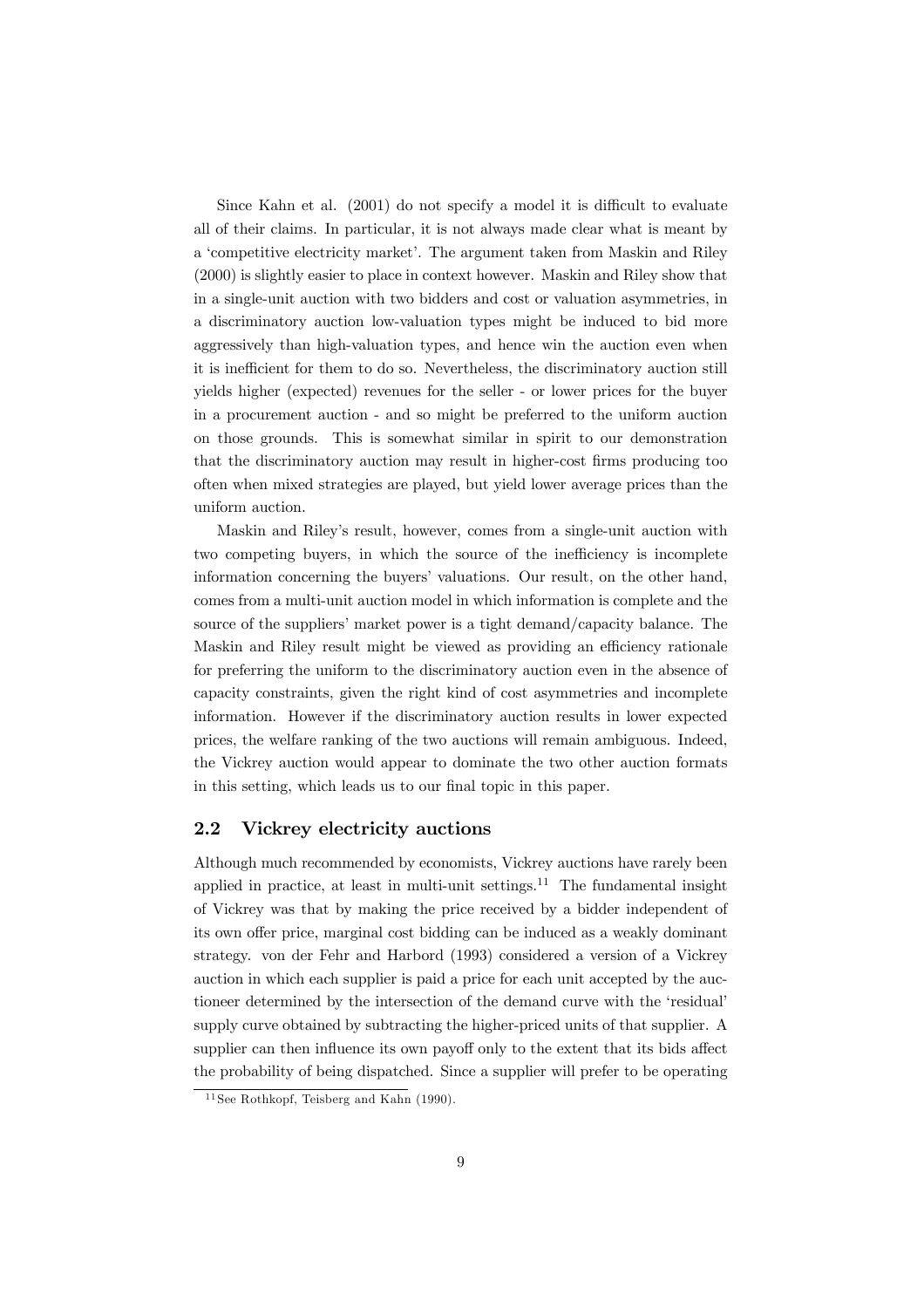Since Kahn et al. (2001) do not specify a model it is difficult to evaluate all of their claims. In particular, it is not always made clear what is meant by a 'competitive electricity market'. The argument taken from Maskin and Riley (2000) is slightly easier to place in context however. Maskin and Riley show that in a single-unit auction with two bidders and cost or valuation asymmetries, in a discriminatory auction low-valuation types might be induced to bid more aggressively than high-valuation types, and hence win the auction even when it is inefficient for them to do so. Nevertheless, the discriminatory auction still yields higher (expected) revenues for the seller - or lower prices for the buyer in a procurement auction - and so might be preferred to the uniform auction on those grounds. This is somewhat similar in spirit to our demonstration that the discriminatory auction may result in higher-cost firms producing too often when mixed strategies are played, but yield lower average prices than the uniform auction.

Maskin and Riley's result, however, comes from a single-unit auction with two competing buyers, in which the source of the inefficiency is incomplete information concerning the buyers' valuations. Our result, on the other hand, comes from a multi-unit auction model in which information is complete and the source of the suppliers' market power is a tight demand/capacity balance. The Maskin and Riley result might be viewed as providing an efficiency rationale for preferring the uniform to the discriminatory auction even in the absence of capacity constraints, given the right kind of cost asymmetries and incomplete information. However if the discriminatory auction results in lower expected prices, the welfare ranking of the two auctions will remain ambiguous. Indeed, the Vickrey auction would appear to dominate the two other auction formats in this setting, which leads us to our final topic in this paper.

## 2.2 Vickrey electricity auctions

Although much recommended by economists, Vickrey auctions have rarely been applied in practice, at least in multi-unit settings.[11] The fundamental insight of Vickrey was that by making the price received by a bidder independent of its own offer price, marginal cost bidding can be induced as a weakly dominant strategy. von der Fehr and Harbord (1993) considered a version of a Vickrey auction in which each supplier is paid a price for each unit accepted by the auctioneer determined by the intersection of the demand curve with the 'residual' supply curve obtained by subtracting the higher-priced units of that supplier. A supplier can then influence its own payoff only to the extent that its bids affect the probability of being dispatched. Since a supplier will prefer to be operating

[11] See Rothkopf, Teisberg and Kahn (1990).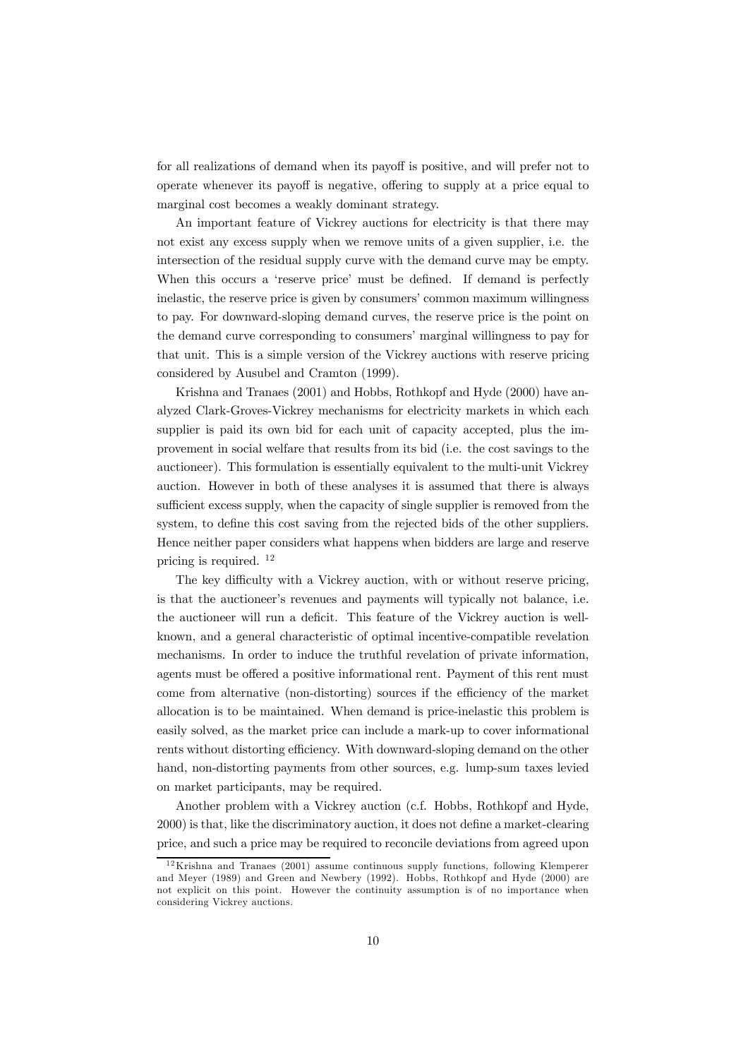for all realizations of demand when its payoff is positive, and will prefer not to operate whenever its payoff is negative, offering to supply at a price equal to marginal cost becomes a weakly dominant strategy.

An important feature of Vickrey auctions for electricity is that there may not exist any excess supply when we remove units of a given supplier, i.e. the intersection of the residual supply curve with the demand curve may be empty. When this occurs a 'reserve price' must be defined. If demand is perfectly inelastic, the reserve price is given by consumers' common maximum willingness to pay. For downward-sloping demand curves, the reserve price is the point on the demand curve corresponding to consumers' marginal willingness to pay for that unit. This is a simple version of the Vickrey auctions with reserve pricing considered by Ausubel and Cramton (1999).

Krishna and Tranaes (2001) and Hobbs, Rothkopf and Hyde (2000) have analyzed Clark-Groves-Vickrey mechanisms for electricity markets in which each supplier is paid its own bid for each unit of capacity accepted, plus the improvement in social welfare that results from its bid (i.e. the cost savings to the auctioneer). This formulation is essentially equivalent to the multi-unit Vickrey auction. However in both of these analyses it is assumed that there is always sufficient excess supply, when the capacity of single supplier is removed from the system, to define this cost saving from the rejected bids of the other suppliers. Hence neither paper considers what happens when bidders are large and reserve pricing is required. [12]

The key difficulty with a Vickrey auction, with or without reserve pricing, is that the auctioneer's revenues and payments will typically not balance, i.e. the auctioneer will run a deficit. This feature of the Vickrey auction is well-known, and a general characteristic of optimal incentive-compatible revelation mechanisms. In order to induce the truthful revelation of private information, agents must be offered a positive informational rent. Payment of this rent must come from alternative (non-distorting) sources if the efficiency of the market allocation is to be maintained. When demand is price-inelastic this problem is easily solved, as the market price can include a mark-up to cover informational rents without distorting efficiency. With downward-sloping demand on the other hand, non-distorting payments from other sources, e.g. lump-sum taxes levied on market participants, may be required.

Another problem with a Vickrey auction (c.f. Hobbs, Rothkopf and Hyde, 2000) is that, like the discriminatory auction, it does not define a market-clearing price, and such a price may be required to reconcile deviations from agreed upon

[12] Krishna and Tranaes (2001) assume continuous supply functions, following Klemperer and Meyer (1989) and Green and Newbery (1992). Hobbs, Rothkopf and Hyde (2000) are not explicit on this point. However the continuity assumption is of no importance when considering Vickrey auctions.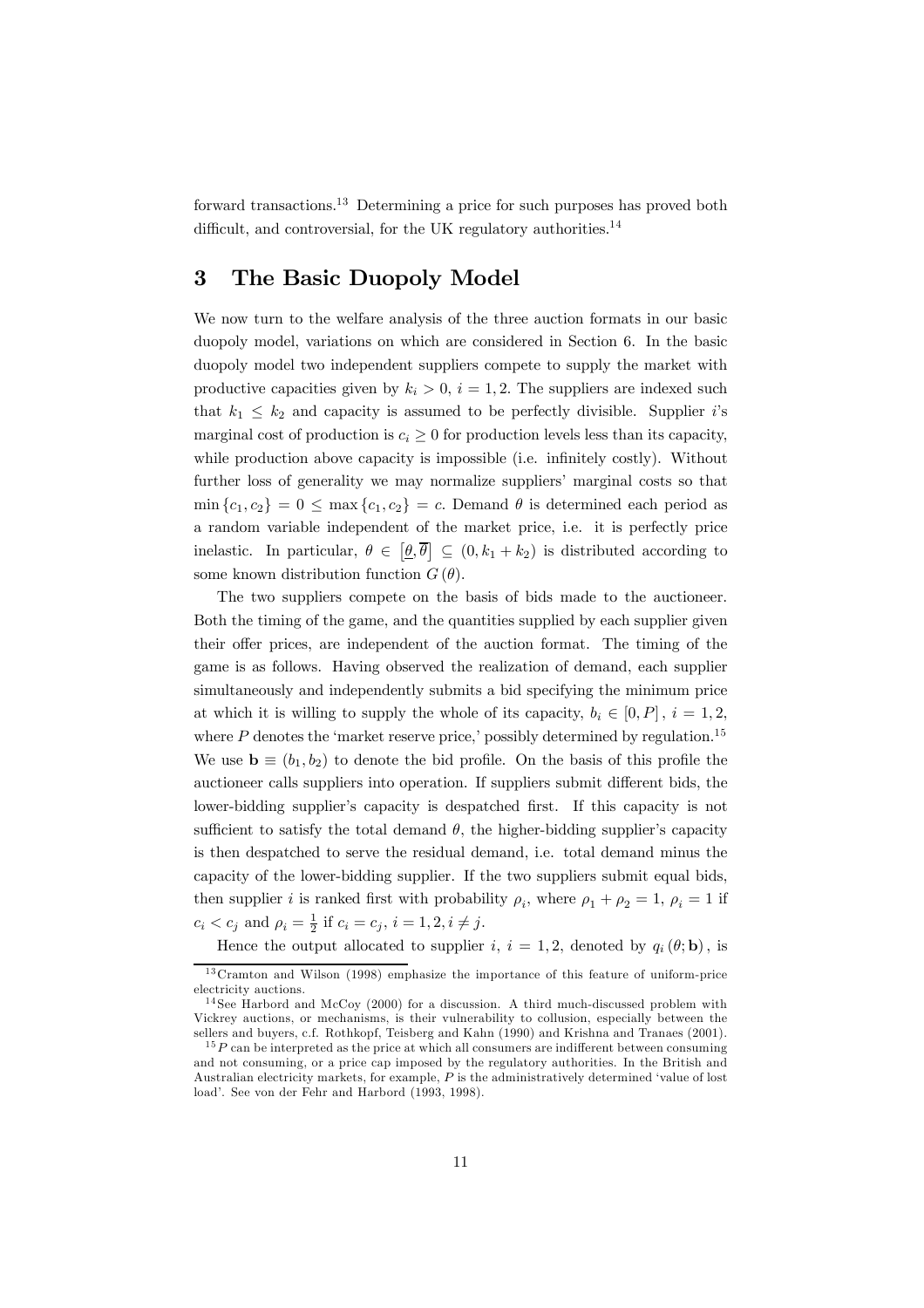forward transactions.[13] Determining a price for such purposes has proved both difficult, and controversial, for the UK regulatory authorities.[14]

# 3 The Basic Duopoly Model

We now turn to the welfare analysis of the three auction formats in our basic duopoly model, variations on which are considered in Section 6. In the basic duopoly model two independent suppliers compete to supply the market with productive capacities given by $k_i > 0$, $i = 1, 2$. The suppliers are indexed such that $k_1 \leq k_2$ and capacity is assumed to be perfectly divisible. Supplier $i$'s marginal cost of production is $c_i \geq 0$ for production levels less than its capacity, while production above capacity is impossible (i.e. infinitely costly). Without further loss of generality we may normalize suppliers' marginal costs so that $\min\{c_1, c_2\} = 0 \leq \max\{c_1, c_2\} = c$. Demand $\theta$ is determined each period as a random variable independent of the market price, i.e. it is perfectly price inelastic. In particular, $\theta \in [\underline{\theta}, \overline{\theta}] \subseteq (0, k_1 + k_2)$ is distributed according to some known distribution function $G(\theta)$.

The two suppliers compete on the basis of bids made to the auctioneer. Both the timing of the game, and the quantities supplied by each supplier given their offer prices, are independent of the auction format. The timing of the game is as follows. Having observed the realization of demand, each supplier simultaneously and independently submits a bid specifying the minimum price at which it is willing to supply the whole of its capacity, $b_i \in [0, P]$, $i = 1, 2$, where $P$ denotes the 'market reserve price,' possibly determined by regulation.[15] We use $\mathbf{b} \equiv (b_1, b_2)$ to denote the bid profile. On the basis of this profile the auctioneer calls suppliers into operation. If suppliers submit different bids, the lower-bidding supplier's capacity is despatched first. If this capacity is not sufficient to satisfy the total demand $\theta$, the higher-bidding supplier's capacity is then despatched to serve the residual demand, i.e. total demand minus the capacity of the lower-bidding supplier. If the two suppliers submit equal bids, then supplier $i$ is ranked first with probability $\rho_i$, where $\rho_1 + \rho_2 = 1$, $\rho_i = 1$ if $c_i < c_j$ and $\rho_i = \frac{1}{2}$ if $c_i = c_j$, $i = 1, 2, i \neq j$.

Hence the output allocated to supplier $i$, $i = 1, 2$, denoted by $q_i(\theta; \mathbf{b})$, is

[13] Cramton and Wilson (1998) emphasize the importance of this feature of uniform-price electricity auctions.

[14] See Harbord and McCoy (2000) for a discussion. A third much-discussed problem with Vickrey auctions, or mechanisms, is their vulnerability to collusion, especially between the sellers and buyers, c.f. Rothkopf, Teisberg and Kahn (1990) and Krishna and Tranaes (2001).

[15] $P$ can be interpreted as the price at which all consumers are indifferent between consuming and not consuming, or a price cap imposed by the regulatory authorities. In the British and Australian electricity markets, for example, $P$ is the administratively determined 'value of lost load'. See von der Fehr and Harbord (1993, 1998).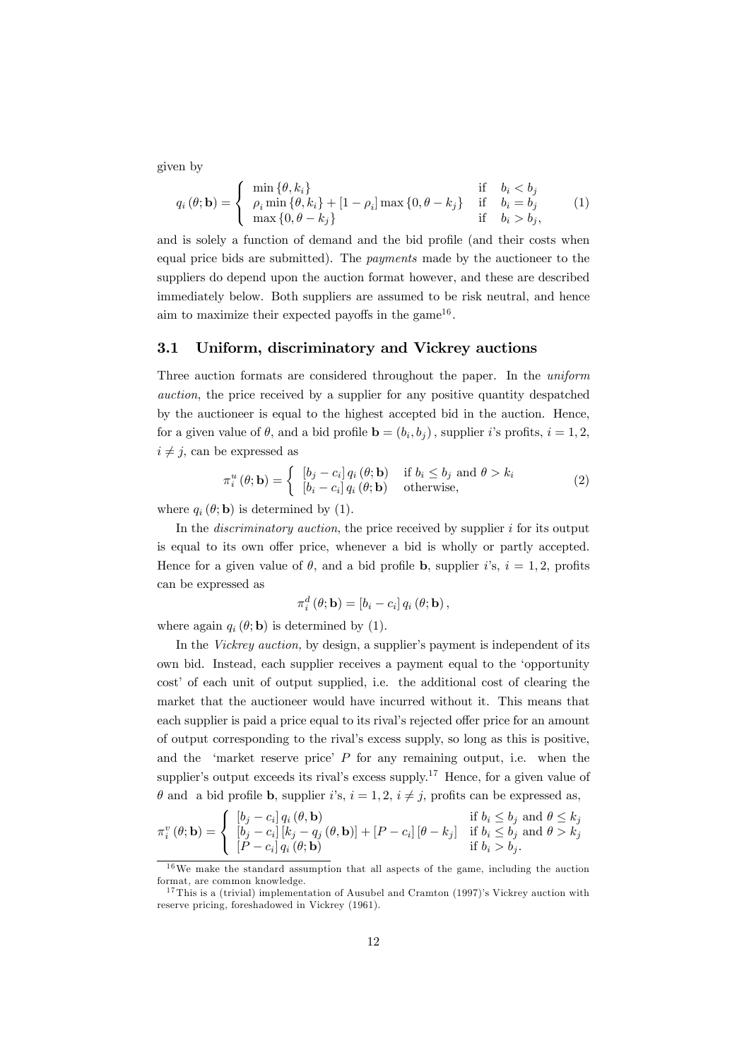given by

$$q_i(\theta; \mathbf{b}) = \begin{cases} \min\{\theta, k_i\} & \text{if} \quad b_i < b_j \\ \rho_i \min\{\theta, k_i\} + [1 - \rho_i] \max\{0, \theta - k_j\} & \text{if} \quad b_i = b_j \\ \max\{0, \theta - k_j\} & \text{if} \quad b_i > b_j, \end{cases} \tag{1}$$

and is solely a function of demand and the bid profile (and their costs when equal price bids are submitted). The *payments* made by the auctioneer to the suppliers do depend upon the auction format however, and these are described immediately below. Both suppliers are assumed to be risk neutral, and hence aim to maximize their expected payoffs in the game[16].

## 3.1 Uniform, discriminatory and Vickrey auctions

Three auction formats are considered throughout the paper. In the *uniform auction*, the price received by a supplier for any positive quantity despatched by the auctioneer is equal to the highest accepted bid in the auction. Hence, for a given value of $\theta$, and a bid profile $\mathbf{b} = (b_i, b_j)$, supplier $i$'s profits, $i = 1, 2$, $i \neq j$, can be expressed as

$$\pi_i^u(\theta; \mathbf{b}) = \begin{cases} [b_j - c_i] \, q_i(\theta; \mathbf{b}) & \text{if } b_i \leq b_j \text{ and } \theta > k_i \\ [b_i - c_i] \, q_i(\theta; \mathbf{b}) & \text{otherwise,} \end{cases} \tag{2}$$

where $q_i(\theta; \mathbf{b})$ is determined by (1).

In the *discriminatory auction*, the price received by supplier $i$ for its output is equal to its own offer price, whenever a bid is wholly or partly accepted. Hence for a given value of $\theta$, and a bid profile $\mathbf{b}$, supplier $i$'s, $i = 1, 2$, profits can be expressed as

$$\pi_i^d(\theta; \mathbf{b}) = [b_i - c_i] \, q_i(\theta; \mathbf{b}),$$

where again $q_i(\theta; \mathbf{b})$ is determined by (1).

In the *Vickrey auction,* by design, a supplier's payment is independent of its own bid. Instead, each supplier receives a payment equal to the 'opportunity cost' of each unit of output supplied, i.e. the additional cost of clearing the market that the auctioneer would have incurred without it. This means that each supplier is paid a price equal to its rival's rejected offer price for an amount of output corresponding to the rival's excess supply, so long as this is positive, and the 'market reserve price' $P$ for any remaining output, i.e. when the supplier's output exceeds its rival's excess supply.[17] Hence, for a given value of $\theta$ and a bid profile $\mathbf{b}$, supplier $i$'s, $i = 1, 2$, $i \neq j$, profits can be expressed as,

$$\pi_i^v(\theta; \mathbf{b}) = \begin{cases} [b_j - c_i] \, q_i(\theta, \mathbf{b}) & \text{if } b_i \leq b_j \text{ and } \theta \leq k_j \\ [b_j - c_i] \, [k_j - q_j(\theta, \mathbf{b})] + [P - c_i] \, [\theta - k_j] & \text{if } b_i \leq b_j \text{ and } \theta > k_j \\ [P - c_i] \, q_i(\theta; \mathbf{b}) & \text{if } b_i > b_j. \end{cases}$$

[16] We make the standard assumption that all aspects of the game, including the auction format, are common knowledge.

[17] This is a (trivial) implementation of Ausubel and Cramton (1997)'s Vickrey auction with reserve pricing, foreshadowed in Vickrey (1961).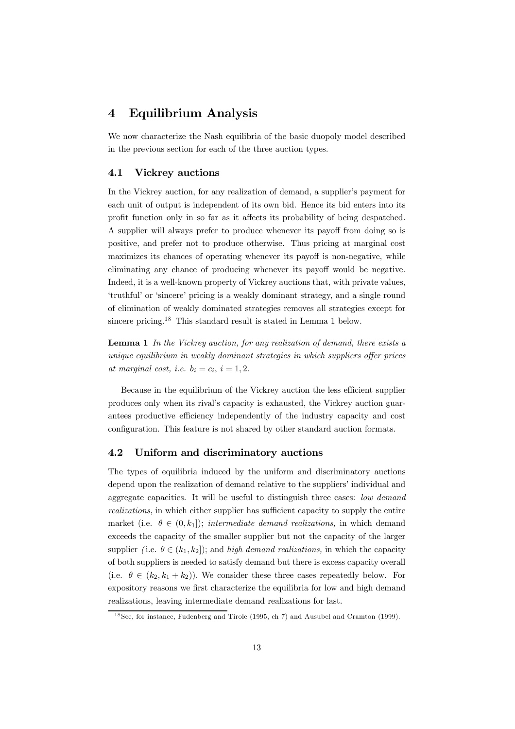# 4 Equilibrium Analysis

We now characterize the Nash equilibria of the basic duopoly model described in the previous section for each of the three auction types.

## 4.1 Vickrey auctions

In the Vickrey auction, for any realization of demand, a supplier's payment for each unit of output is independent of its own bid. Hence its bid enters into its profit function only in so far as it affects its probability of being despatched. A supplier will always prefer to produce whenever its payoff from doing so is positive, and prefer not to produce otherwise. Thus pricing at marginal cost maximizes its chances of operating whenever its payoff is non-negative, while eliminating any chance of producing whenever its payoff would be negative. Indeed, it is a well-known property of Vickrey auctions that, with private values, 'truthful' or 'sincere' pricing is a weakly dominant strategy, and a single round of elimination of weakly dominated strategies removes all strategies except for sincere pricing.[18] This standard result is stated in Lemma 1 below.

**Lemma 1** *In the Vickrey auction, for any realization of demand, there exists a unique equilibrium in weakly dominant strategies in which suppliers offer prices at marginal cost, i.e.* $b_i = c_i$, $i = 1, 2$.

Because in the equilibrium of the Vickrey auction the less efficient supplier produces only when its rival's capacity is exhausted, the Vickrey auction guarantees productive efficiency independently of the industry capacity and cost configuration. This feature is not shared by other standard auction formats.

## 4.2 Uniform and discriminatory auctions

The types of equilibria induced by the uniform and discriminatory auctions depend upon the realization of demand relative to the suppliers' individual and aggregate capacities. It will be useful to distinguish three cases: *low demand realizations*, in which either supplier has sufficient capacity to supply the entire market (i.e. $\theta \in (0, k_1]$); *intermediate demand realizations,* in which demand exceeds the capacity of the smaller supplier but not the capacity of the larger supplier (i.e. $\theta \in (k_1, k_2]$); and *high demand realizations,* in which the capacity of both suppliers is needed to satisfy demand but there is excess capacity overall (i.e. $\theta \in (k_2, k_1 + k_2)$). We consider these three cases repeatedly below. For expository reasons we first characterize the equilibria for low and high demand realizations, leaving intermediate demand realizations for last.

[18] See, for instance, Fudenberg and Tirole (1995, ch 7) and Ausubel and Cramton (1999).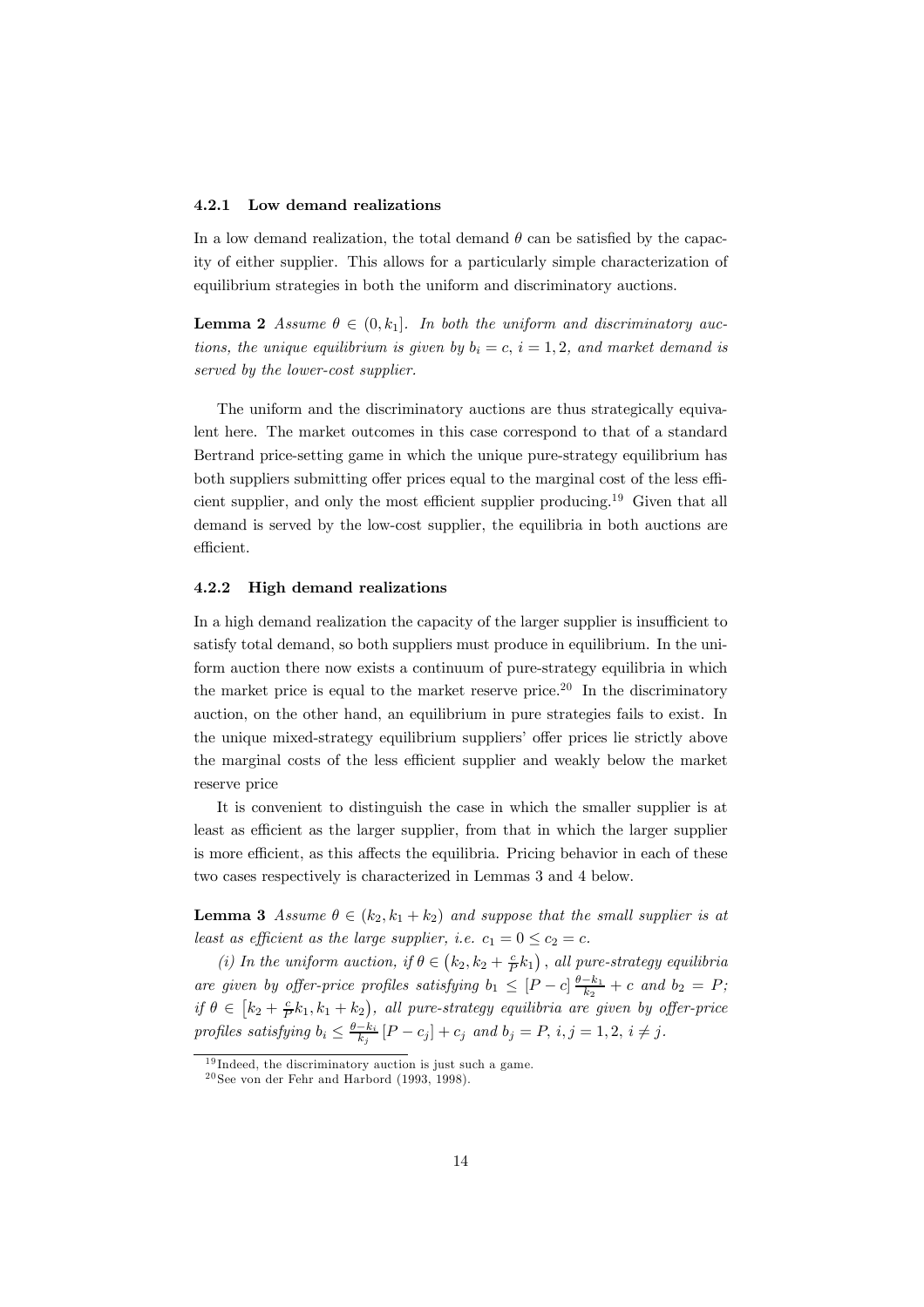#### 4.2.1 Low demand realizations

In a low demand realization, the total demand $\theta$ can be satisfied by the capacity of either supplier. This allows for a particularly simple characterization of equilibrium strategies in both the uniform and discriminatory auctions.

**Lemma 2** *Assume $\theta \in (0, k_1]$. In both the uniform and discriminatory auctions, the unique equilibrium is given by $b_i = c$, $i = 1, 2$, and market demand is served by the lower-cost supplier.*

The uniform and the discriminatory auctions are thus strategically equivalent here. The market outcomes in this case correspond to that of a standard Bertrand price-setting game in which the unique pure-strategy equilibrium has both suppliers submitting offer prices equal to the marginal cost of the less efficient supplier, and only the most efficient supplier producing.[19] Given that all demand is served by the low-cost supplier, the equilibria in both auctions are efficient.

#### 4.2.2 High demand realizations

In a high demand realization the capacity of the larger supplier is insufficient to satisfy total demand, so both suppliers must produce in equilibrium. In the uniform auction there now exists a continuum of pure-strategy equilibria in which the market price is equal to the market reserve price.[20] In the discriminatory auction, on the other hand, an equilibrium in pure strategies fails to exist. In the unique mixed-strategy equilibrium suppliers' offer prices lie strictly above the marginal costs of the less efficient supplier and weakly below the market reserve price

It is convenient to distinguish the case in which the smaller supplier is at least as efficient as the larger supplier, from that in which the larger supplier is more efficient, as this affects the equilibria. Pricing behavior in each of these two cases respectively is characterized in Lemmas 3 and 4 below.

**Lemma 3** *Assume $\theta \in (k_2, k_1 + k_2)$ and suppose that the small supplier is at least as efficient as the large supplier, i.e. $c_1 = 0 \leq c_2 = c$.*

*(i) In the uniform auction, if $\theta \in \left(k_2, k_2 + \frac{c}{P}k_1\right)$, all pure-strategy equilibria are given by offer-price profiles satisfying $b_1 \leq [P - c]\frac{\theta - k_1}{k_2} + c$ and $b_2 = P$; if $\theta \in \left[k_2 + \frac{c}{P}k_1, k_1 + k_2\right)$, all pure-strategy equilibria are given by offer-price profiles satisfying $b_i \leq \frac{\theta - k_i}{k_j}[P - c_j] + c_j$ and $b_j = P$, $i, j = 1, 2$, $i \neq j$.*

---

[19] Indeed, the discriminatory auction is just such a game.

[20] See von der Fehr and Harbord (1993, 1998).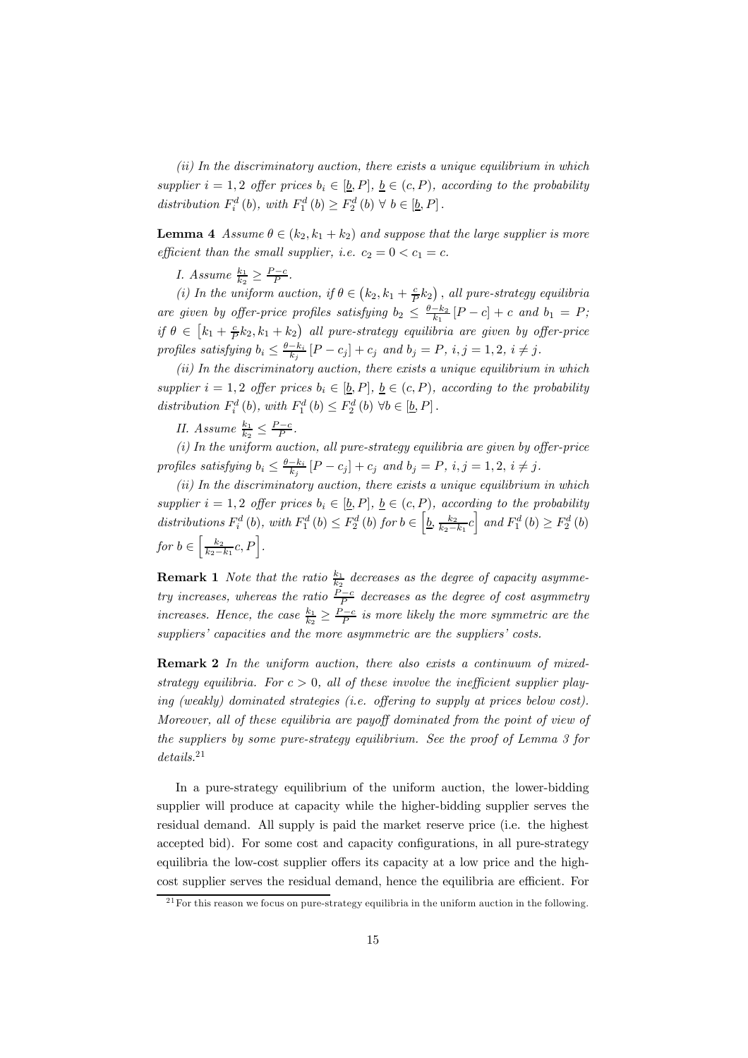*(ii) In the discriminatory auction, there exists a unique equilibrium in which supplier $i = 1, 2$ offer prices $b_i \in [\underline{b}, P]$, $\underline{b} \in (c, P)$, according to the probability distribution $F_i^d(b)$, with $F_1^d(b) \geq F_2^d(b)$ $\forall$ $b \in [\underline{b}, P]$.*

**Lemma 4** *Assume $\theta \in (k_2, k_1 + k_2)$ and suppose that the large supplier is more efficient than the small supplier, i.e. $c_2 = 0 < c_1 = c$.*

*I. Assume $\frac{k_1}{k_2} \geq \frac{P-c}{P}$.*

*(i) In the uniform auction, if $\theta \in \left(k_2, k_1 + \frac{c}{P}k_2\right)$, all pure-strategy equilibria are given by offer-price profiles satisfying $b_2 \leq \frac{\theta - k_2}{k_1}[P - c] + c$ and $b_1 = P$; if $\theta \in \left[k_1 + \frac{c}{P}k_2, k_1 + k_2\right)$ all pure-strategy equilibria are given by offer-price profiles satisfying $b_i \leq \frac{\theta - k_i}{k_j}[P - c_j] + c_j$ and $b_j = P$, $i, j = 1, 2$, $i \neq j$.*

*(ii) In the discriminatory auction, there exists a unique equilibrium in which supplier $i = 1, 2$ offer prices $b_i \in [\underline{b}, P]$, $\underline{b} \in (c, P)$, according to the probability distribution $F_i^d(b)$, with $F_1^d(b) \leq F_2^d(b)$ $\forall b \in [\underline{b}, P]$.*

*II. Assume $\frac{k_1}{k_2} \leq \frac{P-c}{P}$.*

*(i) In the uniform auction, all pure-strategy equilibria are given by offer-price profiles satisfying $b_i \leq \frac{\theta - k_i}{k_j}[P - c_j] + c_j$ and $b_j = P$, $i, j = 1, 2$, $i \neq j$.*

*(ii) In the discriminatory auction, there exists a unique equilibrium in which supplier $i = 1, 2$ offer prices $b_i \in [\underline{b}, P]$, $\underline{b} \in (c, P)$, according to the probability distributions $F_i^d(b)$, with $F_1^d(b) \leq F_2^d(b)$ for $b \in \left[\underline{b}, \frac{k_2}{k_2 - k_1}c\right]$ and $F_1^d(b) \geq F_2^d(b)$ for $b \in \left[\frac{k_2}{k_2 - k_1}c, P\right]$.*

**Remark 1** *Note that the ratio $\frac{k_1}{k_2}$ decreases as the degree of capacity asymmetry increases, whereas the ratio $\frac{P-c}{P}$ decreases as the degree of cost asymmetry increases. Hence, the case $\frac{k_1}{k_2} \geq \frac{P-c}{P}$ is more likely the more symmetric are the suppliers' capacities and the more asymmetric are the suppliers' costs.*

**Remark 2** *In the uniform auction, there also exists a continuum of mixed-strategy equilibria. For $c > 0$, all of these involve the inefficient supplier playing (weakly) dominated strategies (i.e. offering to supply at prices below cost). Moreover, all of these equilibria are payoff dominated from the point of view of the suppliers by some pure-strategy equilibrium. See the proof of Lemma 3 for details.*[21]

In a pure-strategy equilibrium of the uniform auction, the lower-bidding supplier will produce at capacity while the higher-bidding supplier serves the residual demand. All supply is paid the market reserve price (i.e. the highest accepted bid). For some cost and capacity configurations, in all pure-strategy equilibria the low-cost supplier offers its capacity at a low price and the high-cost supplier serves the residual demand, hence the equilibria are efficient. For

[21] For this reason we focus on pure-strategy equilibria in the uniform auction in the following.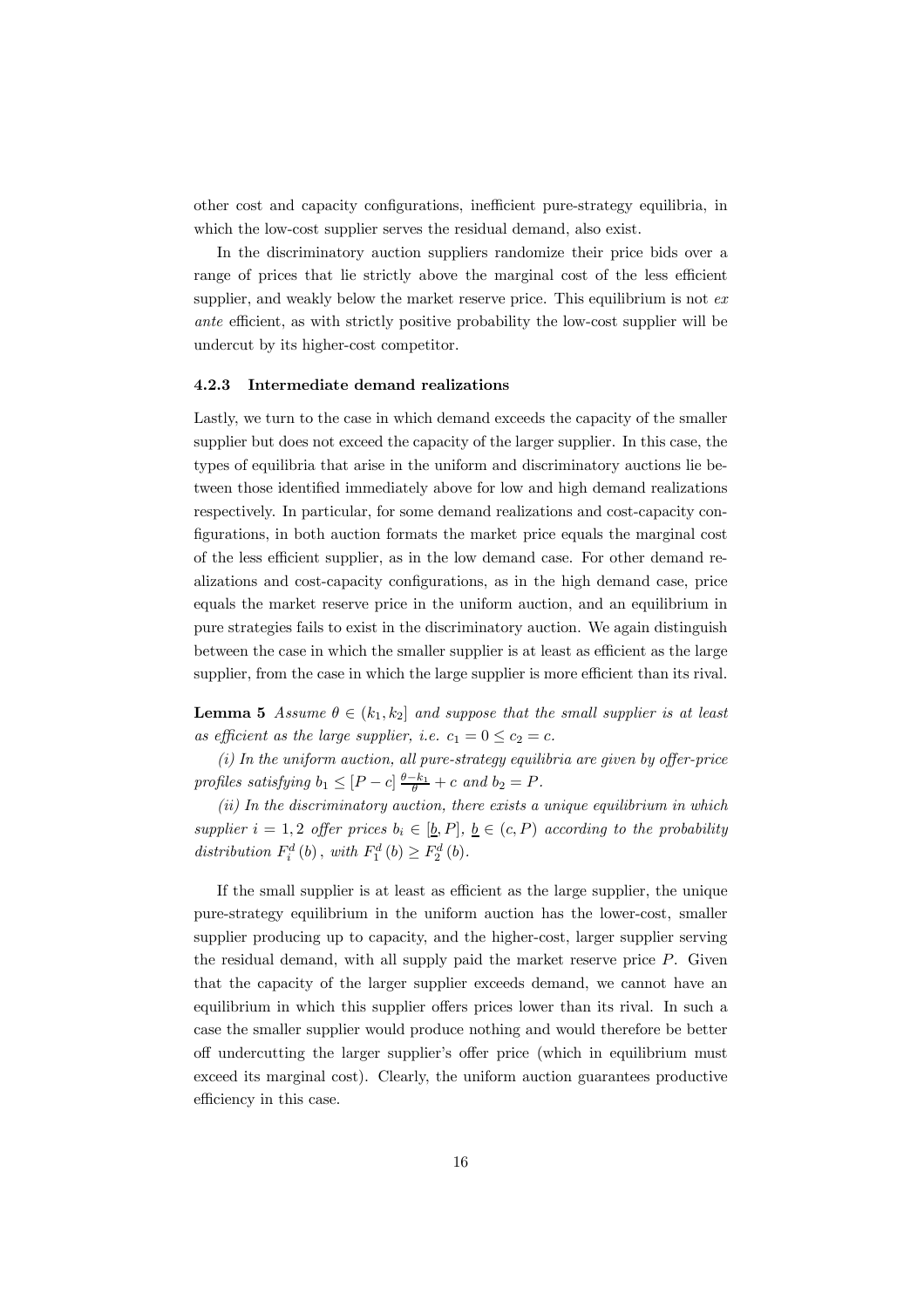other cost and capacity configurations, inefficient pure-strategy equilibria, in which the low-cost supplier serves the residual demand, also exist.

In the discriminatory auction suppliers randomize their price bids over a range of prices that lie strictly above the marginal cost of the less efficient supplier, and weakly below the market reserve price. This equilibrium is not *ex ante* efficient, as with strictly positive probability the low-cost supplier will be undercut by its higher-cost competitor.

### 4.2.3 Intermediate demand realizations

Lastly, we turn to the case in which demand exceeds the capacity of the smaller supplier but does not exceed the capacity of the larger supplier. In this case, the types of equilibria that arise in the uniform and discriminatory auctions lie between those identified immediately above for low and high demand realizations respectively. In particular, for some demand realizations and cost-capacity configurations, in both auction formats the market price equals the marginal cost of the less efficient supplier, as in the low demand case. For other demand realizations and cost-capacity configurations, as in the high demand case, price equals the market reserve price in the uniform auction, and an equilibrium in pure strategies fails to exist in the discriminatory auction. We again distinguish between the case in which the smaller supplier is at least as efficient as the large supplier, from the case in which the large supplier is more efficient than its rival.

**Lemma 5** *Assume $\theta \in (k_1, k_2]$ and suppose that the small supplier is at least as efficient as the large supplier, i.e. $c_1 = 0 \leq c_2 = c$.*

*(i) In the uniform auction, all pure-strategy equilibria are given by offer-price profiles satisfying $b_1 \leq [P - c] \frac{\theta - k_1}{\theta} + c$ and $b_2 = P$.*

*(ii) In the discriminatory auction, there exists a unique equilibrium in which supplier $i = 1, 2$ offer prices $b_i \in [\underline{b}, P]$, $\underline{b} \in (c, P)$ according to the probability distribution $F_i^d(b)$, with $F_1^d(b) \geq F_2^d(b)$.*

If the small supplier is at least as efficient as the large supplier, the unique pure-strategy equilibrium in the uniform auction has the lower-cost, smaller supplier producing up to capacity, and the higher-cost, larger supplier serving the residual demand, with all supply paid the market reserve price $P$. Given that the capacity of the larger supplier exceeds demand, we cannot have an equilibrium in which this supplier offers prices lower than its rival. In such a case the smaller supplier would produce nothing and would therefore be better off undercutting the larger supplier's offer price (which in equilibrium must exceed its marginal cost). Clearly, the uniform auction guarantees productive efficiency in this case.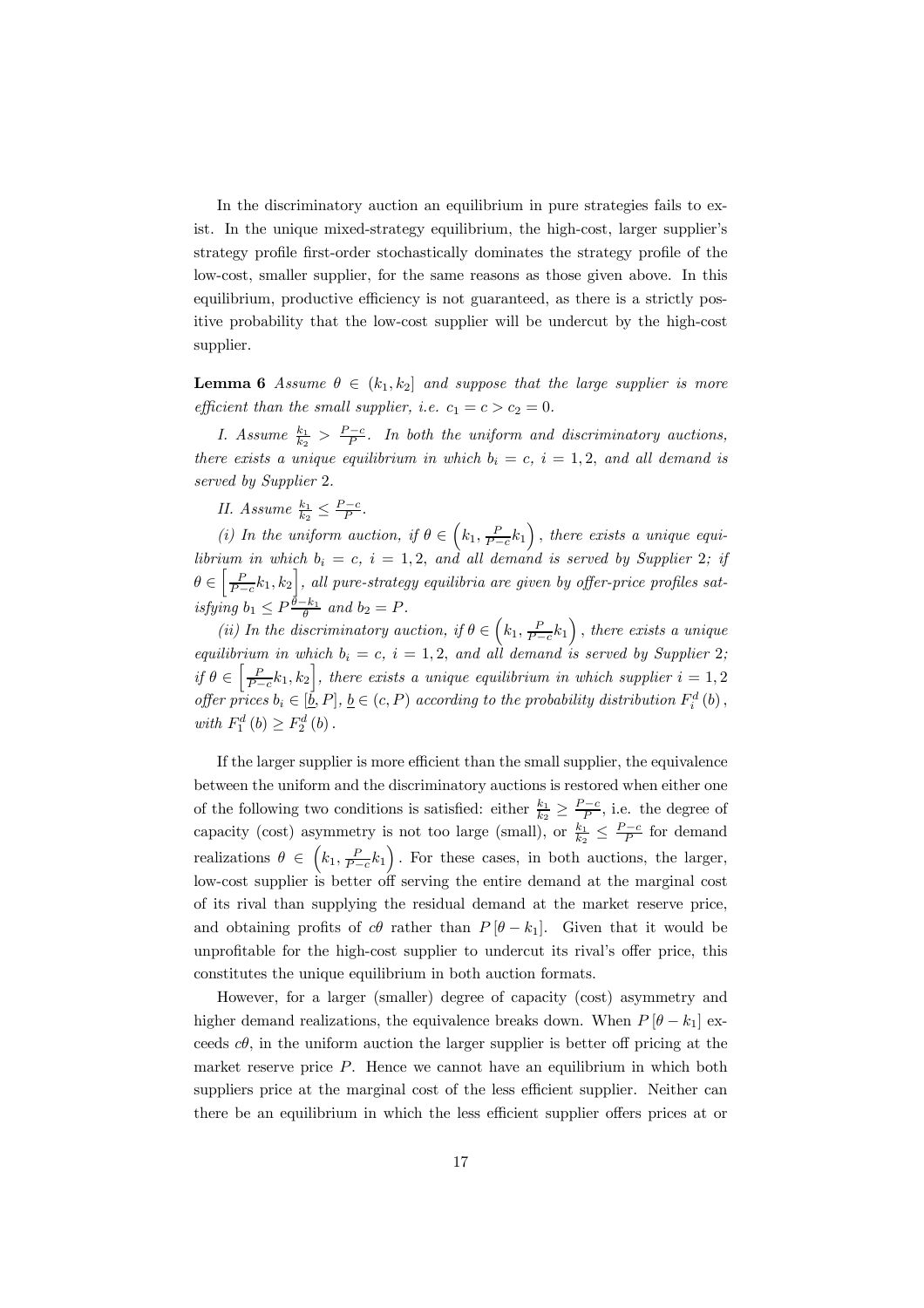In the discriminatory auction an equilibrium in pure strategies fails to exist. In the unique mixed-strategy equilibrium, the high-cost, larger supplier's strategy profile first-order stochastically dominates the strategy profile of the low-cost, smaller supplier, for the same reasons as those given above. In this equilibrium, productive efficiency is not guaranteed, as there is a strictly positive probability that the low-cost supplier will be undercut by the high-cost supplier.

**Lemma 6** *Assume $\theta \in (k_1, k_2]$ and suppose that the large supplier is more efficient than the small supplier, i.e. $c_1 = c > c_2 = 0$.*

*I. Assume $\frac{k_1}{k_2} > \frac{P-c}{P}$. In both the uniform and discriminatory auctions, there exists a unique equilibrium in which $b_i = c$, $i = 1, 2$, and all demand is served by Supplier 2.*

*II. Assume $\frac{k_1}{k_2} \leq \frac{P-c}{P}$.*

*(i) In the uniform auction, if $\theta \in \left(k_1, \frac{P}{P-c}k_1\right)$, there exists a unique equilibrium in which $b_i = c$, $i = 1, 2$, and all demand is served by Supplier 2; if $\theta \in \left[\frac{P}{P-c}k_1, k_2\right]$, all pure-strategy equilibria are given by offer-price profiles satisfying $b_1 \leq P\frac{\theta - k_1}{\theta}$ and $b_2 = P$.*

*(ii) In the discriminatory auction, if $\theta \in \left(k_1, \frac{P}{P-c}k_1\right)$, there exists a unique equilibrium in which $b_i = c$, $i = 1, 2$, and all demand is served by Supplier 2; if $\theta \in \left[\frac{P}{P-c}k_1, k_2\right]$, there exists a unique equilibrium in which supplier $i = 1, 2$ offer prices $b_i \in [\underline{b}, P]$, $\underline{b} \in (c, P)$ according to the probability distribution $F_i^d(b)$, with $F_1^d(b) \geq F_2^d(b)$.*

If the larger supplier is more efficient than the small supplier, the equivalence between the uniform and the discriminatory auctions is restored when either one of the following two conditions is satisfied: either $\frac{k_1}{k_2} \geq \frac{P-c}{P}$, i.e. the degree of capacity (cost) asymmetry is not too large (small), or $\frac{k_1}{k_2} \leq \frac{P-c}{P}$ for demand realizations $\theta \in \left(k_1, \frac{P}{P-c}k_1\right)$. For these cases, in both auctions, the larger, low-cost supplier is better off serving the entire demand at the marginal cost of its rival than supplying the residual demand at the market reserve price, and obtaining profits of $c\theta$ rather than $P[\theta - k_1]$. Given that it would be unprofitable for the high-cost supplier to undercut its rival's offer price, this constitutes the unique equilibrium in both auction formats.

However, for a larger (smaller) degree of capacity (cost) asymmetry and higher demand realizations, the equivalence breaks down. When $P[\theta - k_1]$ exceeds $c\theta$, in the uniform auction the larger supplier is better off pricing at the market reserve price $P$. Hence we cannot have an equilibrium in which both suppliers price at the marginal cost of the less efficient supplier. Neither can there be an equilibrium in which the less efficient supplier offers prices at or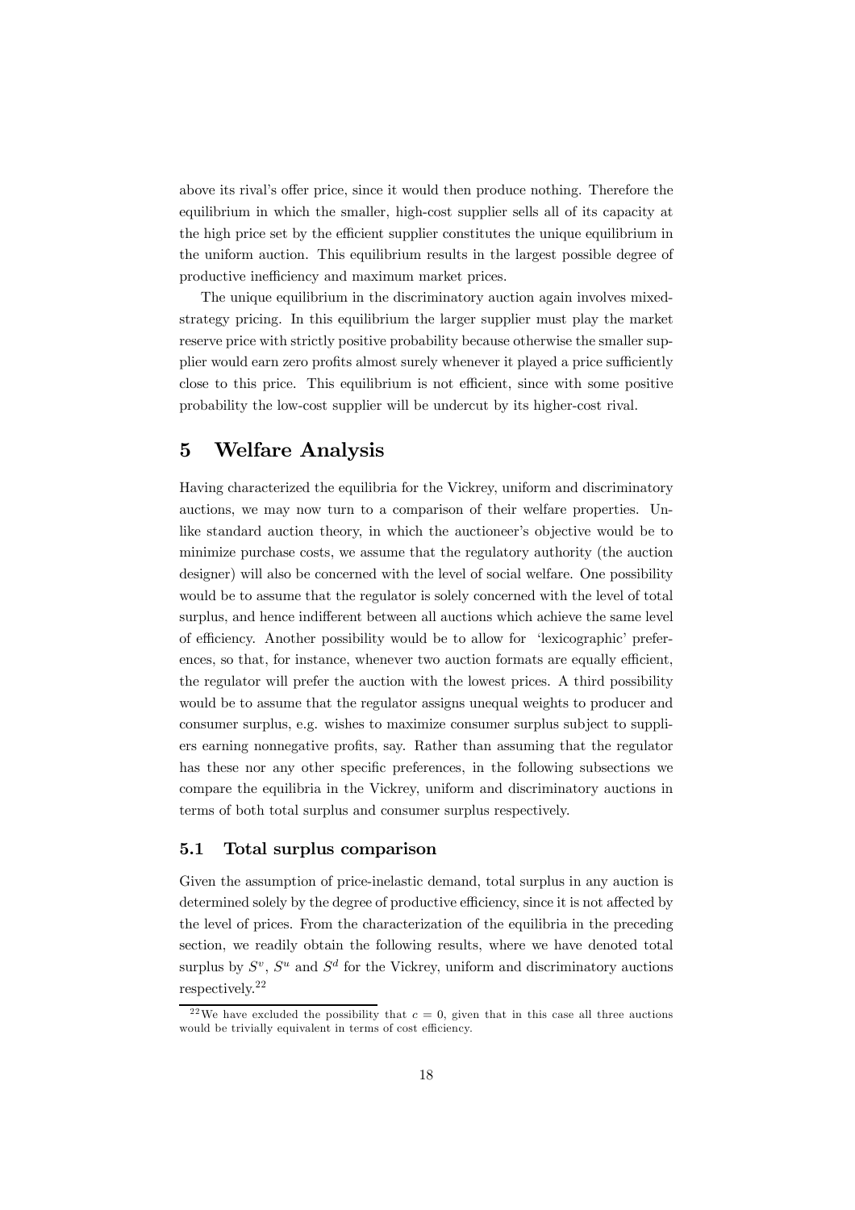above its rival's offer price, since it would then produce nothing. Therefore the equilibrium in which the smaller, high-cost supplier sells all of its capacity at the high price set by the efficient supplier constitutes the unique equilibrium in the uniform auction. This equilibrium results in the largest possible degree of productive inefficiency and maximum market prices.

The unique equilibrium in the discriminatory auction again involves mixed-strategy pricing. In this equilibrium the larger supplier must play the market reserve price with strictly positive probability because otherwise the smaller supplier would earn zero profits almost surely whenever it played a price sufficiently close to this price. This equilibrium is not efficient, since with some positive probability the low-cost supplier will be undercut by its higher-cost rival.

# 5 Welfare Analysis

Having characterized the equilibria for the Vickrey, uniform and discriminatory auctions, we may now turn to a comparison of their welfare properties. Unlike standard auction theory, in which the auctioneer's objective would be to minimize purchase costs, we assume that the regulatory authority (the auction designer) will also be concerned with the level of social welfare. One possibility would be to assume that the regulator is solely concerned with the level of total surplus, and hence indifferent between all auctions which achieve the same level of efficiency. Another possibility would be to allow for 'lexicographic' preferences, so that, for instance, whenever two auction formats are equally efficient, the regulator will prefer the auction with the lowest prices. A third possibility would be to assume that the regulator assigns unequal weights to producer and consumer surplus, e.g. wishes to maximize consumer surplus subject to suppliers earning nonnegative profits, say. Rather than assuming that the regulator has these nor any other specific preferences, in the following subsections we compare the equilibria in the Vickrey, uniform and discriminatory auctions in terms of both total surplus and consumer surplus respectively.

## 5.1 Total surplus comparison

Given the assumption of price-inelastic demand, total surplus in any auction is determined solely by the degree of productive efficiency, since it is not affected by the level of prices. From the characterization of the equilibria in the preceding section, we readily obtain the following results, where we have denoted total surplus by $S^v$, $S^u$ and $S^d$ for the Vickrey, uniform and discriminatory auctions respectively.[22]

[22] We have excluded the possibility that $c = 0$, given that in this case all three auctions would be trivially equivalent in terms of cost efficiency.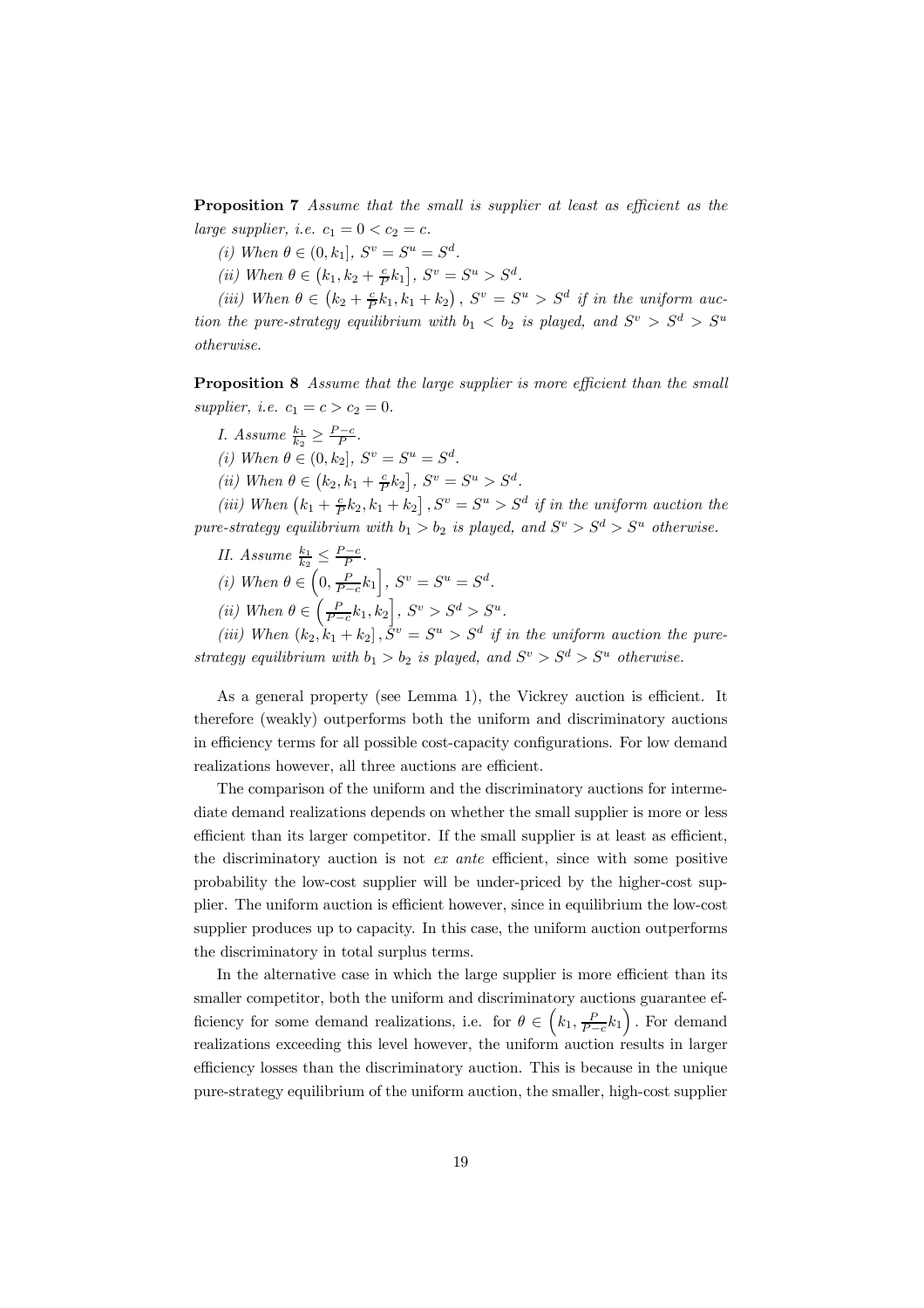**Proposition 7** *Assume that the small is supplier at least as efficient as the large supplier, i.e.* $c_1 = 0 < c_2 = c$.

*(i) When* $\theta \in (0, k_1]$, $S^v = S^u = S^d$.

*(ii) When* $\theta \in \left(k_1, k_2 + \frac{c}{P}k_1\right]$, $S^v = S^u > S^d$.

*(iii) When* $\theta \in \left(k_2 + \frac{c}{P}k_1, k_1 + k_2\right)$, $S^v = S^u > S^d$ *if in the uniform auction the pure-strategy equilibrium with* $b_1 < b_2$ *is played, and* $S^v > S^d > S^u$ *otherwise.*

**Proposition 8** *Assume that the large supplier is more efficient than the small supplier, i.e.* $c_1 = c > c_2 = 0$.

*I. Assume* $\frac{k_1}{k_2} \geq \frac{P-c}{P}$.

*(i) When* $\theta \in (0, k_2]$, $S^v = S^u = S^d$.

*(ii) When* $\theta \in \left(k_2, k_1 + \frac{c}{P}k_2\right]$, $S^v = S^u > S^d$.

*(iii) When* $\left(k_1 + \frac{c}{P}k_2, k_1 + k_2\right]$, $S^v = S^u > S^d$ *if in the uniform auction the pure-strategy equilibrium with* $b_1 > b_2$ *is played, and* $S^v > S^d > S^u$ *otherwise.*

*II. Assume* $\frac{k_1}{k_2} \leq \frac{P-c}{P}$.

*(i) When* $\theta \in \left(0, \frac{P}{P-c}k_1\right]$, $S^v = S^u = S^d$.

*(ii) When* $\theta \in \left(\frac{P}{P-c}k_1, k_2\right]$, $S^v > S^d > S^u$.

*(iii) When* $(k_2, k_1 + k_2]$, $S^v = S^u > S^d$ *if in the uniform auction the pure-strategy equilibrium with* $b_1 > b_2$ *is played, and* $S^v > S^d > S^u$ *otherwise.*

As a general property (see Lemma 1), the Vickrey auction is efficient. It therefore (weakly) outperforms both the uniform and discriminatory auctions in efficiency terms for all possible cost-capacity configurations. For low demand realizations however, all three auctions are efficient.

The comparison of the uniform and the discriminatory auctions for intermediate demand realizations depends on whether the small supplier is more or less efficient than its larger competitor. If the small supplier is at least as efficient, the discriminatory auction is not *ex ante* efficient, since with some positive probability the low-cost supplier will be under-priced by the higher-cost supplier. The uniform auction is efficient however, since in equilibrium the low-cost supplier produces up to capacity. In this case, the uniform auction outperforms the discriminatory in total surplus terms.

In the alternative case in which the large supplier is more efficient than its smaller competitor, both the uniform and discriminatory auctions guarantee efficiency for some demand realizations, i.e. for $\theta \in \left(k_1, \frac{P}{P-c}k_1\right)$. For demand realizations exceeding this level however, the uniform auction results in larger efficiency losses than the discriminatory auction. This is because in the unique pure-strategy equilibrium of the uniform auction, the smaller, high-cost supplier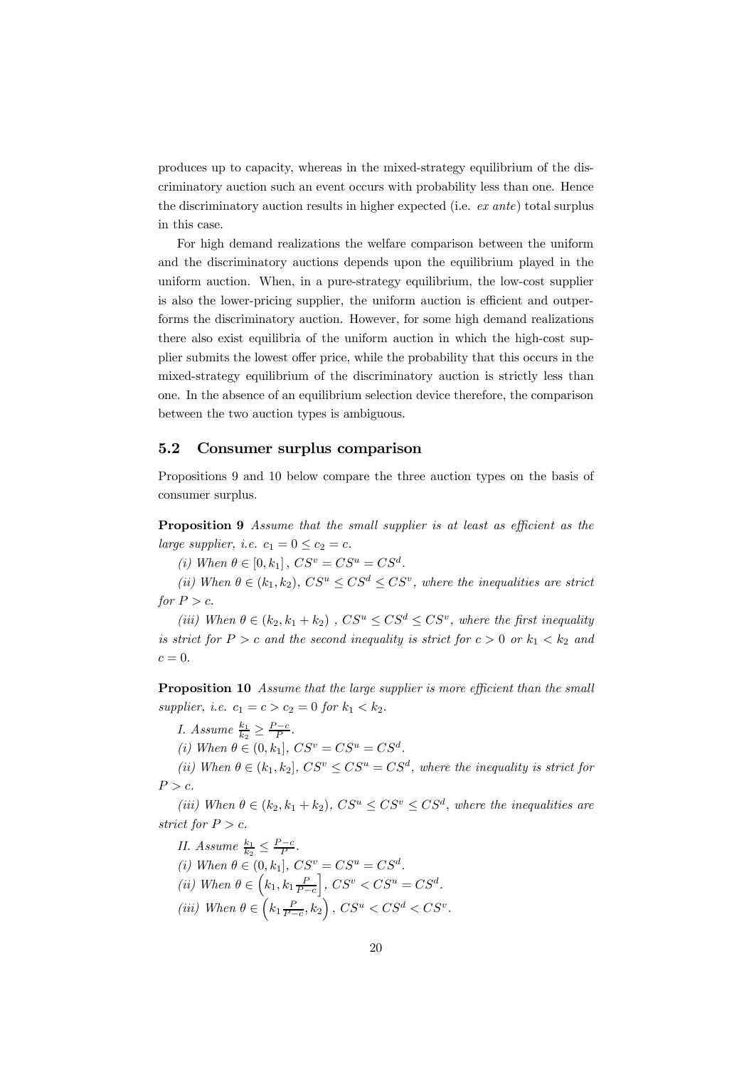produces up to capacity, whereas in the mixed-strategy equilibrium of the discriminatory auction such an event occurs with probability less than one. Hence the discriminatory auction results in higher expected (i.e. *ex ante*) total surplus in this case.

For high demand realizations the welfare comparison between the uniform and the discriminatory auctions depends upon the equilibrium played in the uniform auction. When, in a pure-strategy equilibrium, the low-cost supplier is also the lower-pricing supplier, the uniform auction is efficient and outperforms the discriminatory auction. However, for some high demand realizations there also exist equilibria of the uniform auction in which the high-cost supplier submits the lowest offer price, while the probability that this occurs in the mixed-strategy equilibrium of the discriminatory auction is strictly less than one. In the absence of an equilibrium selection device therefore, the comparison between the two auction types is ambiguous.

## 5.2 Consumer surplus comparison

Propositions 9 and 10 below compare the three auction types on the basis of consumer surplus.

**Proposition 9** *Assume that the small supplier is at least as efficient as the large supplier, i.e.* $c_1 = 0 \leq c_2 = c$.

*(i) When* $\theta \in [0, k_1]$, $CS^v = CS^u = CS^d$.

*(ii) When* $\theta \in (k_1, k_2)$, $CS^u \leq CS^d \leq CS^v$, *where the inequalities are strict for* $P > c$.

*(iii) When* $\theta \in (k_2, k_1 + k_2)$ , $CS^u \leq CS^d \leq CS^v$, *where the first inequality is strict for* $P > c$ *and the second inequality is strict for* $c > 0$ *or* $k_1 < k_2$ *and* $c = 0$.

**Proposition 10** *Assume that the large supplier is more efficient than the small supplier, i.e.* $c_1 = c > c_2 = 0$ *for* $k_1 < k_2$.

*I. Assume* $\frac{k_1}{k_2} \geq \frac{P-c}{P}$.

*(i) When* $\theta \in (0, k_1]$, $CS^v = CS^u = CS^d$.

*(ii) When* $\theta \in (k_1, k_2]$, $CS^v \leq CS^u = CS^d$, *where the inequality is strict for* $P > c$.

*(iii) When* $\theta \in (k_2, k_1 + k_2)$, $CS^u \leq CS^v \leq CS^d$, *where the inequalities are strict for* $P > c$.

*II. Assume* $\frac{k_1}{k_2} \leq \frac{P-c}{P}$.

*(i) When* $\theta \in (0, k_1]$, $CS^v = CS^u = CS^d$.

*(ii) When* $\theta \in \left(k_1, k_1 \frac{P}{P-c}\right]$, $CS^v < CS^u = CS^d$.

*(iii) When* $\theta \in \left(k_1 \frac{P}{P-c}, k_2\right)$, $CS^u < CS^d < CS^v$.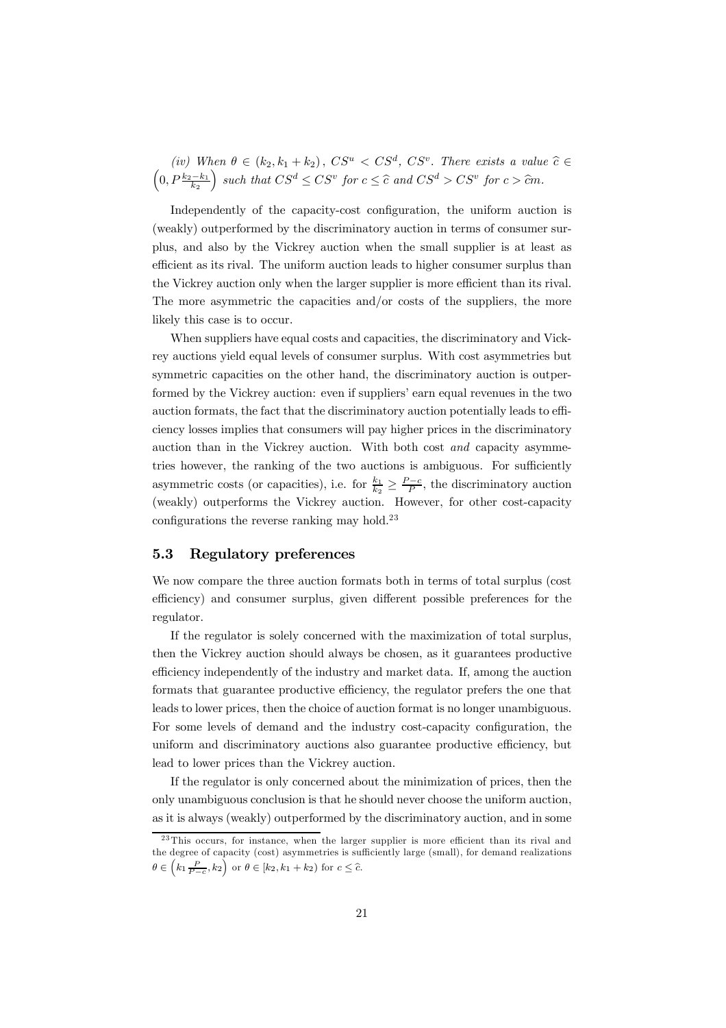*(iv) When $\theta \in (k_2, k_1 + k_2)$, $CS^u < CS^d$, $CS^v$. There exists a value $\widehat{c} \in \left(0, P\frac{k_2 - k_1}{k_2}\right)$ such that $CS^d \leq CS^v$ for $c \leq \widehat{c}$ and $CS^d > CS^v$ for $c > \widehat{c}m$.*

Independently of the capacity-cost configuration, the uniform auction is (weakly) outperformed by the discriminatory auction in terms of consumer surplus, and also by the Vickrey auction when the small supplier is at least as efficient as its rival. The uniform auction leads to higher consumer surplus than the Vickrey auction only when the larger supplier is more efficient than its rival. The more asymmetric the capacities and/or costs of the suppliers, the more likely this case is to occur.

When suppliers have equal costs and capacities, the discriminatory and Vickrey auctions yield equal levels of consumer surplus. With cost asymmetries but symmetric capacities on the other hand, the discriminatory auction is outperformed by the Vickrey auction: even if suppliers' earn equal revenues in the two auction formats, the fact that the discriminatory auction potentially leads to efficiency losses implies that consumers will pay higher prices in the discriminatory auction than in the Vickrey auction. With both cost *and* capacity asymmetries however, the ranking of the two auctions is ambiguous. For sufficiently asymmetric costs (or capacities), i.e. for $\frac{k_1}{k_2} \geq \frac{P-c}{P}$, the discriminatory auction (weakly) outperforms the Vickrey auction. However, for other cost-capacity configurations the reverse ranking may hold.[23]

## 5.3 Regulatory preferences

We now compare the three auction formats both in terms of total surplus (cost efficiency) and consumer surplus, given different possible preferences for the regulator.

If the regulator is solely concerned with the maximization of total surplus, then the Vickrey auction should always be chosen, as it guarantees productive efficiency independently of the industry and market data. If, among the auction formats that guarantee productive efficiency, the regulator prefers the one that leads to lower prices, then the choice of auction format is no longer unambiguous. For some levels of demand and the industry cost-capacity configuration, the uniform and discriminatory auctions also guarantee productive efficiency, but lead to lower prices than the Vickrey auction.

If the regulator is only concerned about the minimization of prices, then the only unambiguous conclusion is that he should never choose the uniform auction, as it is always (weakly) outperformed by the discriminatory auction, and in some

[23] This occurs, for instance, when the larger supplier is more efficient than its rival and the degree of capacity (cost) asymmetries is sufficiently large (small), for demand realizations $\theta \in \left(k_1 \frac{P}{P-c}, k_2\right)$ or $\theta \in [k_2, k_1 + k_2)$ for $c \leq \widehat{c}$.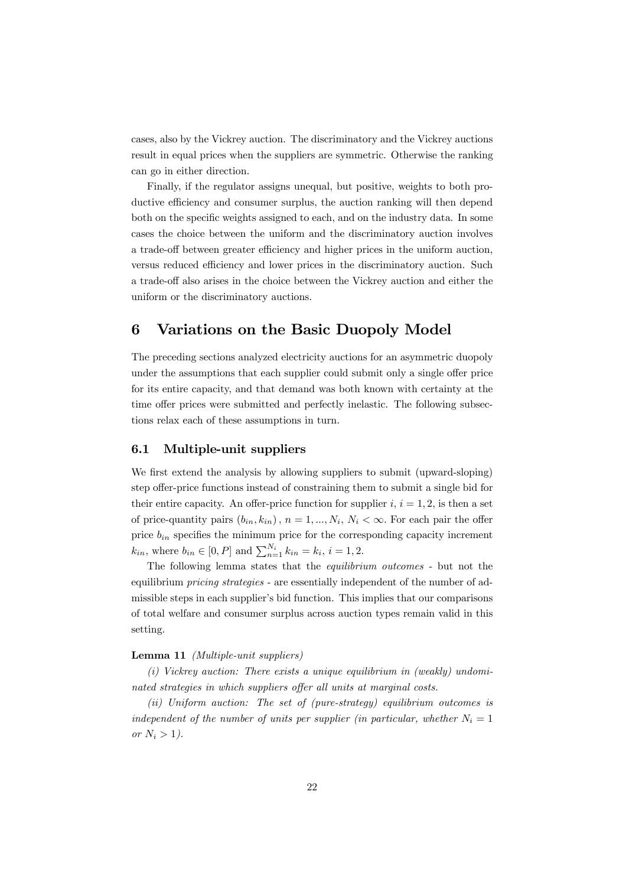cases, also by the Vickrey auction. The discriminatory and the Vickrey auctions result in equal prices when the suppliers are symmetric. Otherwise the ranking can go in either direction.

Finally, if the regulator assigns unequal, but positive, weights to both productive efficiency and consumer surplus, the auction ranking will then depend both on the specific weights assigned to each, and on the industry data. In some cases the choice between the uniform and the discriminatory auction involves a trade-off between greater efficiency and higher prices in the uniform auction, versus reduced efficiency and lower prices in the discriminatory auction. Such a trade-off also arises in the choice between the Vickrey auction and either the uniform or the discriminatory auctions.

# 6 Variations on the Basic Duopoly Model

The preceding sections analyzed electricity auctions for an asymmetric duopoly under the assumptions that each supplier could submit only a single offer price for its entire capacity, and that demand was both known with certainty at the time offer prices were submitted and perfectly inelastic. The following subsections relax each of these assumptions in turn.

## 6.1 Multiple-unit suppliers

We first extend the analysis by allowing suppliers to submit (upward-sloping) step offer-price functions instead of constraining them to submit a single bid for their entire capacity. An offer-price function for supplier $i$, $i = 1, 2$, is then a set of price-quantity pairs $(b_{in}, k_{in})$, $n = 1, ..., N_i$, $N_i < \infty$. For each pair the offer price $b_{in}$ specifies the minimum price for the corresponding capacity increment $k_{in}$, where $b_{in} \in [0, P]$ and $\sum_{n=1}^{N_i} k_{in} = k_i$, $i = 1, 2$.

The following lemma states that the *equilibrium outcomes* - but not the equilibrium *pricing strategies* - are essentially independent of the number of admissible steps in each supplier's bid function. This implies that our comparisons of total welfare and consumer surplus across auction types remain valid in this setting.

**Lemma 11** *(Multiple-unit suppliers)*

*(i) Vickrey auction: There exists a unique equilibrium in (weakly) undominated strategies in which suppliers offer all units at marginal costs.*

*(ii) Uniform auction: The set of (pure-strategy) equilibrium outcomes is independent of the number of units per supplier (in particular, whether $N_i = 1$ or $N_i > 1$).*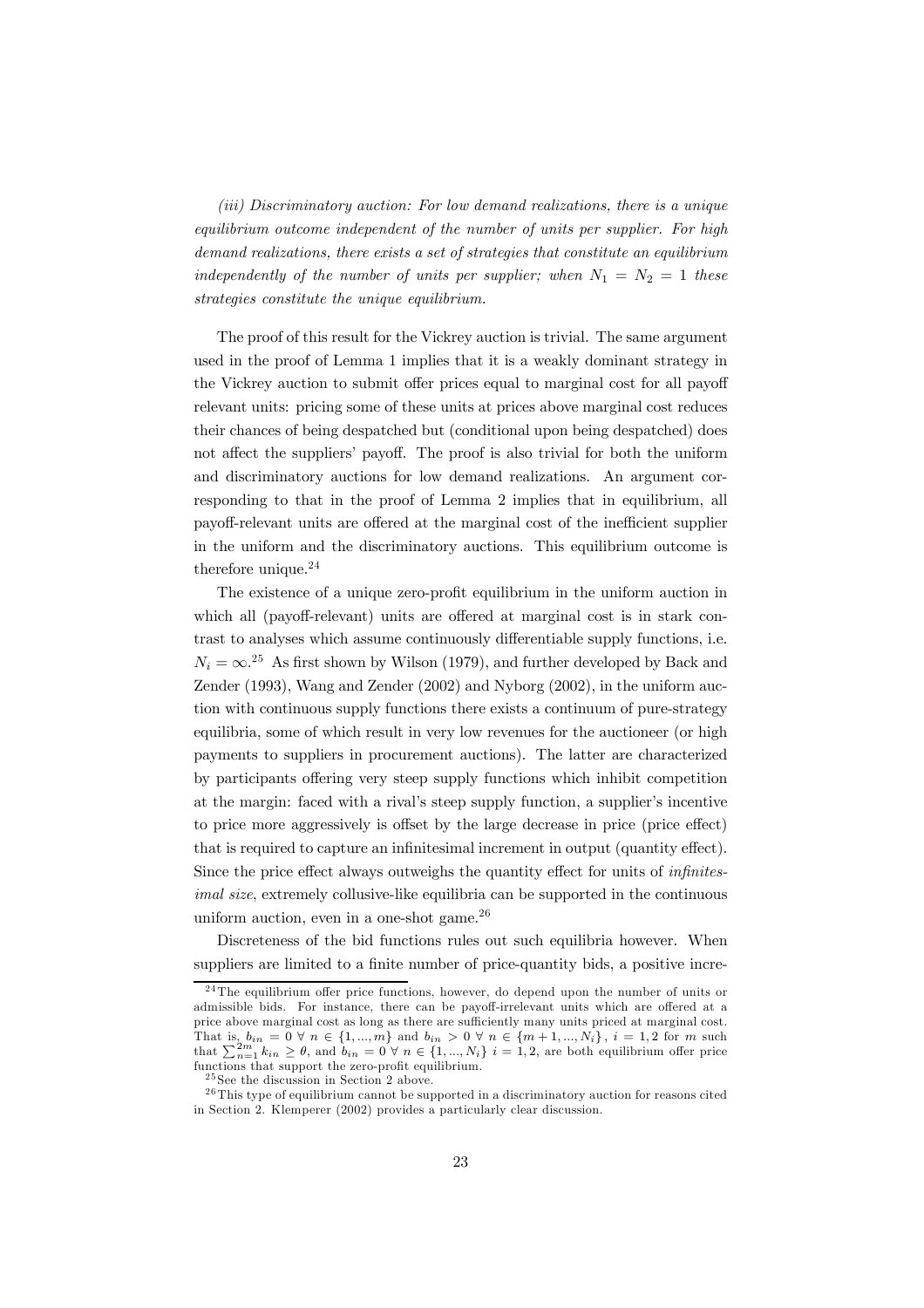*(iii) Discriminatory auction: For low demand realizations, there is a unique equilibrium outcome independent of the number of units per supplier. For high demand realizations, there exists a set of strategies that constitute an equilibrium independently of the number of units per supplier; when $N_1 = N_2 = 1$ these strategies constitute the unique equilibrium.*

The proof of this result for the Vickrey auction is trivial. The same argument used in the proof of Lemma 1 implies that it is a weakly dominant strategy in the Vickrey auction to submit offer prices equal to marginal cost for all payoff relevant units: pricing some of these units at prices above marginal cost reduces their chances of being despatched but (conditional upon being despatched) does not affect the suppliers' payoff. The proof is also trivial for both the uniform and discriminatory auctions for low demand realizations. An argument corresponding to that in the proof of Lemma 2 implies that in equilibrium, all payoff-relevant units are offered at the marginal cost of the inefficient supplier in the uniform and the discriminatory auctions. This equilibrium outcome is therefore unique.[24]

The existence of a unique zero-profit equilibrium in the uniform auction in which all (payoff-relevant) units are offered at marginal cost is in stark contrast to analyses which assume continuously differentiable supply functions, i.e. $N_i = \infty$.[25] As first shown by Wilson (1979), and further developed by Back and Zender (1993), Wang and Zender (2002) and Nyborg (2002), in the uniform auction with continuous supply functions there exists a continuum of pure-strategy equilibria, some of which result in very low revenues for the auctioneer (or high payments to suppliers in procurement auctions). The latter are characterized by participants offering very steep supply functions which inhibit competition at the margin: faced with a rival's steep supply function, a supplier's incentive to price more aggressively is offset by the large decrease in price (price effect) that is required to capture an infinitesimal increment in output (quantity effect). Since the price effect always outweighs the quantity effect for units of *infinitesimal size*, extremely collusive-like equilibria can be supported in the continuous uniform auction, even in a one-shot game.[26]

Discreteness of the bid functions rules out such equilibria however. When suppliers are limited to a finite number of price-quantity bids, a positive incre-

---

[24] The equilibrium offer price functions, however, do depend upon the number of units or admissible bids. For instance, there can be payoff-irrelevant units which are offered at a price above marginal cost as long as there are sufficiently many units priced at marginal cost. That is, $b_{in} = 0 \ \forall \ n \in \{1, ..., m\}$ and $b_{in} > 0 \ \forall \ n \in \{m+1, ..., N_i\}$, $i = 1, 2$ for $m$ such that $\sum_{n=1}^{2m} k_{in} \geq \theta$, and $b_{in} = 0 \ \forall \ n \in \{1, ..., N_i\}$ $i = 1, 2$, are both equilibrium offer price functions that support the zero-profit equilibrium.

[25] See the discussion in Section 2 above.

[26] This type of equilibrium cannot be supported in a discriminatory auction for reasons cited in Section 2. Klemperer (2002) provides a particularly clear discussion.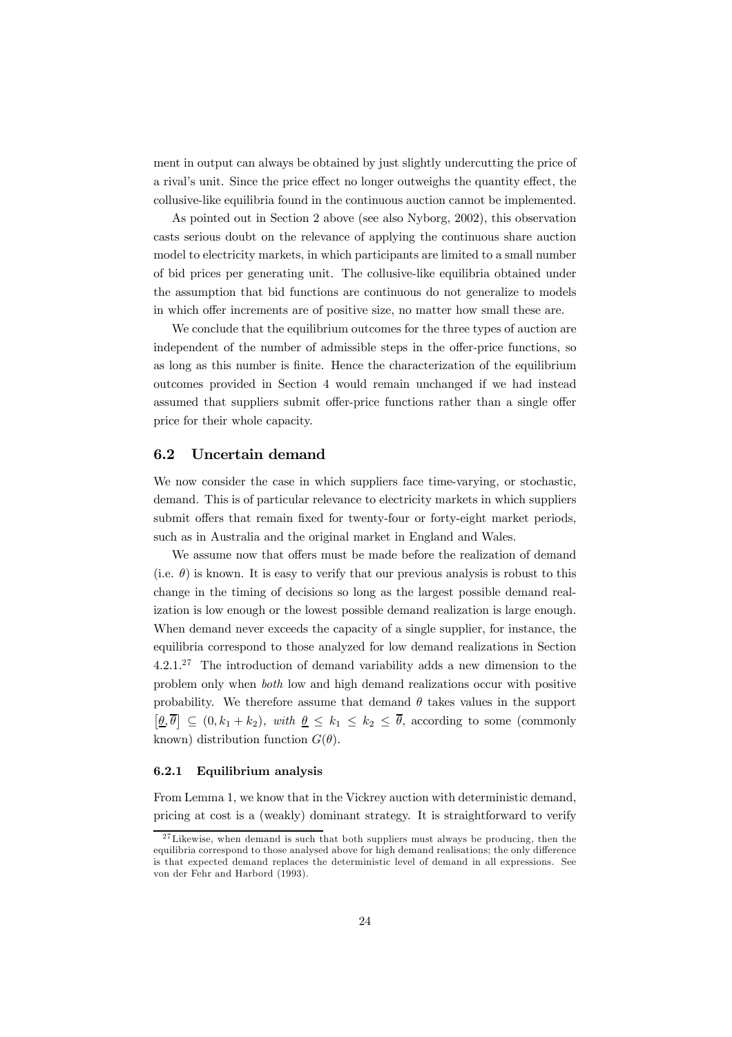ment in output can always be obtained by just slightly undercutting the price of a rival's unit. Since the price effect no longer outweighs the quantity effect, the collusive-like equilibria found in the continuous auction cannot be implemented.

As pointed out in Section 2 above (see also Nyborg, 2002), this observation casts serious doubt on the relevance of applying the continuous share auction model to electricity markets, in which participants are limited to a small number of bid prices per generating unit. The collusive-like equilibria obtained under the assumption that bid functions are continuous do not generalize to models in which offer increments are of positive size, no matter how small these are.

We conclude that the equilibrium outcomes for the three types of auction are independent of the number of admissible steps in the offer-price functions, so as long as this number is finite. Hence the characterization of the equilibrium outcomes provided in Section 4 would remain unchanged if we had instead assumed that suppliers submit offer-price functions rather than a single offer price for their whole capacity.

## 6.2 Uncertain demand

We now consider the case in which suppliers face time-varying, or stochastic, demand. This is of particular relevance to electricity markets in which suppliers submit offers that remain fixed for twenty-four or forty-eight market periods, such as in Australia and the original market in England and Wales.

We assume now that offers must be made before the realization of demand (i.e. $\theta$) is known. It is easy to verify that our previous analysis is robust to this change in the timing of decisions so long as the largest possible demand realization is low enough or the lowest possible demand realization is large enough. When demand never exceeds the capacity of a single supplier, for instance, the equilibria correspond to those analyzed for low demand realizations in Section 4.2.1.[27] The introduction of demand variability adds a new dimension to the problem only when *both* low and high demand realizations occur with positive probability. We therefore assume that demand $\theta$ takes values in the support $\left[\underline{\theta}, \overline{\theta}\right] \subseteq (0, k_1 + k_2)$, *with* $\underline{\theta} \leq k_1 \leq k_2 \leq \overline{\theta}$, according to some (commonly known) distribution function $G(\theta)$.

### 6.2.1 Equilibrium analysis

From Lemma 1, we know that in the Vickrey auction with deterministic demand, pricing at cost is a (weakly) dominant strategy. It is straightforward to verify

[27] Likewise, when demand is such that both suppliers must always be producing, then the equilibria correspond to those analysed above for high demand realisations; the only difference is that expected demand replaces the deterministic level of demand in all expressions. See von der Fehr and Harbord (1993).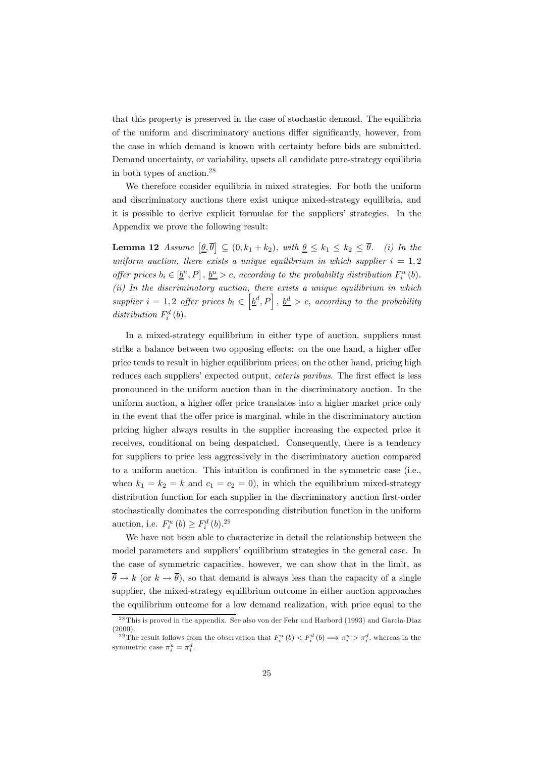that this property is preserved in the case of stochastic demand. The equilibria of the uniform and discriminatory auctions differ significantly, however, from the case in which demand is known with certainty before bids are submitted. Demand uncertainty, or variability, upsets all candidate pure-strategy equilibria in both types of auction.[28]

We therefore consider equilibria in mixed strategies. For both the uniform and discriminatory auctions there exist unique mixed-strategy equilibria, and it is possible to derive explicit formulae for the suppliers' strategies. In the Appendix we prove the following result:

**Lemma 12** *Assume* $\left[\underline{\theta}, \overline{\theta}\right] \subseteq (0, k_1 + k_2)$*, with* $\underline{\theta} \leq k_1 \leq k_2 \leq \overline{\theta}$*. (i) In the uniform auction, there exists a unique equilibrium in which supplier* $i = 1, 2$ *offer prices* $b_i \in [\underline{b}^u, P]$*,* $\underline{b}^u > c$*, according to the probability distribution* $F_i^u(b)$*. (ii) In the discriminatory auction, there exists a unique equilibrium in which supplier* $i = 1, 2$ *offer prices* $b_i \in \left[\underline{b}^d, P\right]$*,* $\underline{b}^d > c$*, according to the probability distribution* $F_i^d(b)$*.*

In a mixed-strategy equilibrium in either type of auction, suppliers must strike a balance between two opposing effects: on the one hand, a higher offer price tends to result in higher equilibrium prices; on the other hand, pricing high reduces each suppliers' expected output, *ceteris paribus*. The first effect is less pronounced in the uniform auction than in the discriminatory auction. In the uniform auction, a higher offer price translates into a higher market price only in the event that the offer price is marginal, while in the discriminatory auction pricing higher always results in the supplier increasing the expected price it receives, conditional on being despatched. Consequently, there is a tendency for suppliers to price less aggressively in the discriminatory auction compared to a uniform auction. This intuition is confirmed in the symmetric case (i.e., when $k_1 = k_2 = k$ and $c_1 = c_2 = 0$), in which the equilibrium mixed-strategy distribution function for each supplier in the discriminatory auction first-order stochastically dominates the corresponding distribution function in the uniform auction, i.e. $F_i^u(b) \geq F_i^d(b)$.[29]

We have not been able to characterize in detail the relationship between the model parameters and suppliers' equilibrium strategies in the general case. In the case of symmetric capacities, however, we can show that in the limit, as $\overline{\theta} \to k$ (or $k \to \overline{\theta}$), so that demand is always less than the capacity of a single supplier, the mixed-strategy equilibrium outcome in either auction approaches the equilibrium outcome for a low demand realization, with price equal to the

[28] This is proved in the appendix. See also von der Fehr and Harbord (1993) and Garcia-Diaz (2000).

[29] The result follows from the observation that $F_i^u(b) < F_i^d(b) \Longrightarrow \pi_i^u > \pi_i^d$, whereas in the symmetric case $\pi_i^u = \pi_i^d$.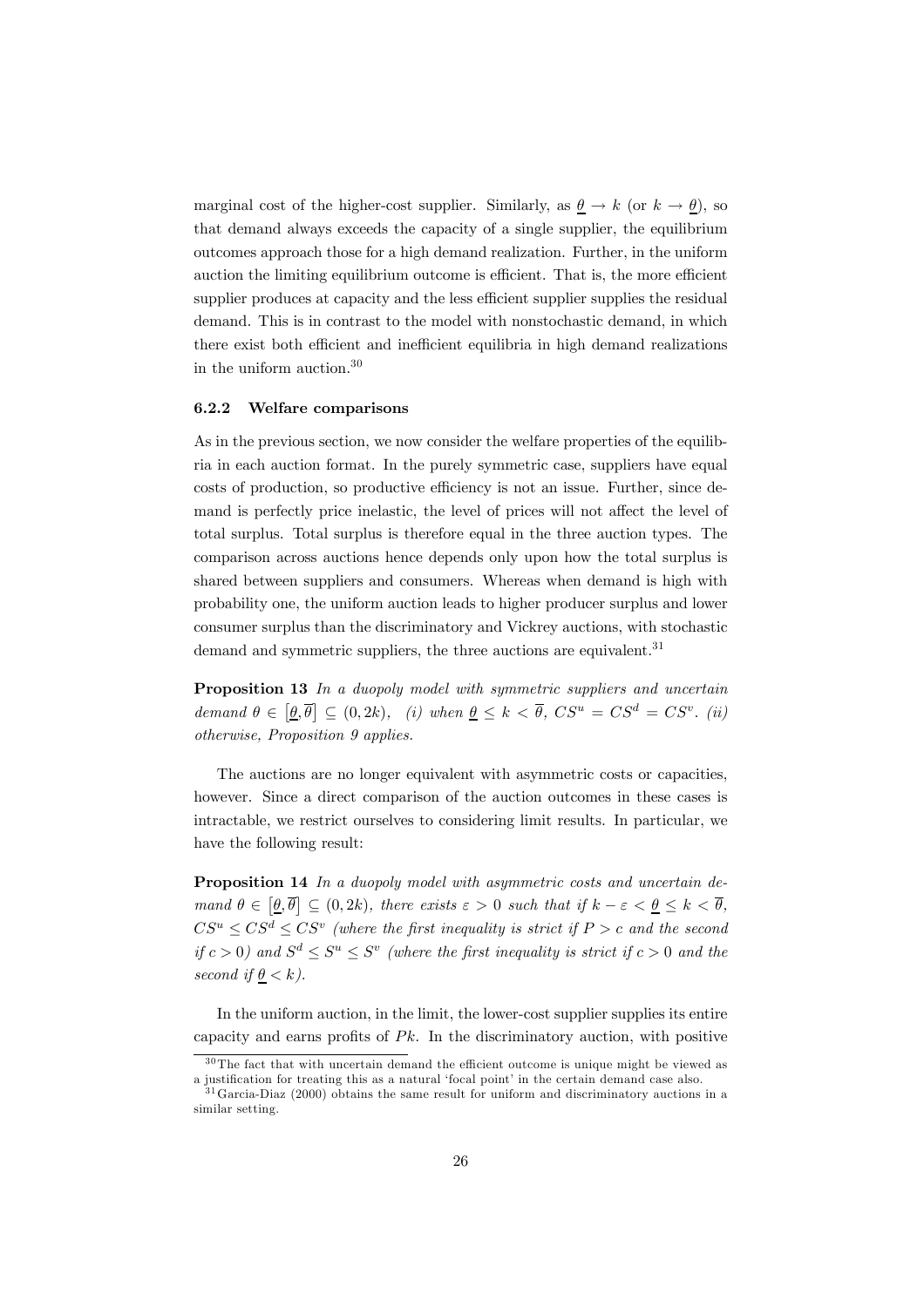marginal cost of the higher-cost supplier. Similarly, as $\underline{\theta} \to k$ (or $k \to \underline{\theta}$), so that demand always exceeds the capacity of a single supplier, the equilibrium outcomes approach those for a high demand realization. Further, in the uniform auction the limiting equilibrium outcome is efficient. That is, the more efficient supplier produces at capacity and the less efficient supplier supplies the residual demand. This is in contrast to the model with nonstochastic demand, in which there exist both efficient and inefficient equilibria in high demand realizations in the uniform auction.[30]

### 6.2.2 Welfare comparisons

As in the previous section, we now consider the welfare properties of the equilibria in each auction format. In the purely symmetric case, suppliers have equal costs of production, so productive efficiency is not an issue. Further, since demand is perfectly price inelastic, the level of prices will not affect the level of total surplus. Total surplus is therefore equal in the three auction types. The comparison across auctions hence depends only upon how the total surplus is shared between suppliers and consumers. Whereas when demand is high with probability one, the uniform auction leads to higher producer surplus and lower consumer surplus than the discriminatory and Vickrey auctions, with stochastic demand and symmetric suppliers, the three auctions are equivalent.[31]

**Proposition 13** *In a duopoly model with symmetric suppliers and uncertain demand $\theta \in [\underline{\theta}, \overline{\theta}] \subseteq (0, 2k)$, (i) when $\underline{\theta} \leq k < \overline{\theta}$, $CS^u = CS^d = CS^v$. (ii) otherwise, Proposition 9 applies.*

The auctions are no longer equivalent with asymmetric costs or capacities, however. Since a direct comparison of the auction outcomes in these cases is intractable, we restrict ourselves to considering limit results. In particular, we have the following result:

**Proposition 14** *In a duopoly model with asymmetric costs and uncertain demand $\theta \in [\underline{\theta}, \overline{\theta}] \subseteq (0, 2k)$, there exists $\varepsilon > 0$ such that if $k - \varepsilon < \underline{\theta} \leq k < \overline{\theta}$, $CS^u \leq CS^d \leq CS^v$ (where the first inequality is strict if $P > c$ and the second if $c > 0$) and $S^d \leq S^u \leq S^v$ (where the first inequality is strict if $c > 0$ and the second if $\underline{\theta} < k$).*

In the uniform auction, in the limit, the lower-cost supplier supplies its entire capacity and earns profits of $Pk$. In the discriminatory auction, with positive

[30] The fact that with uncertain demand the efficient outcome is unique might be viewed as a justification for treating this as a natural 'focal point' in the certain demand case also.

[31] Garcia-Diaz (2000) obtains the same result for uniform and discriminatory auctions in a similar setting.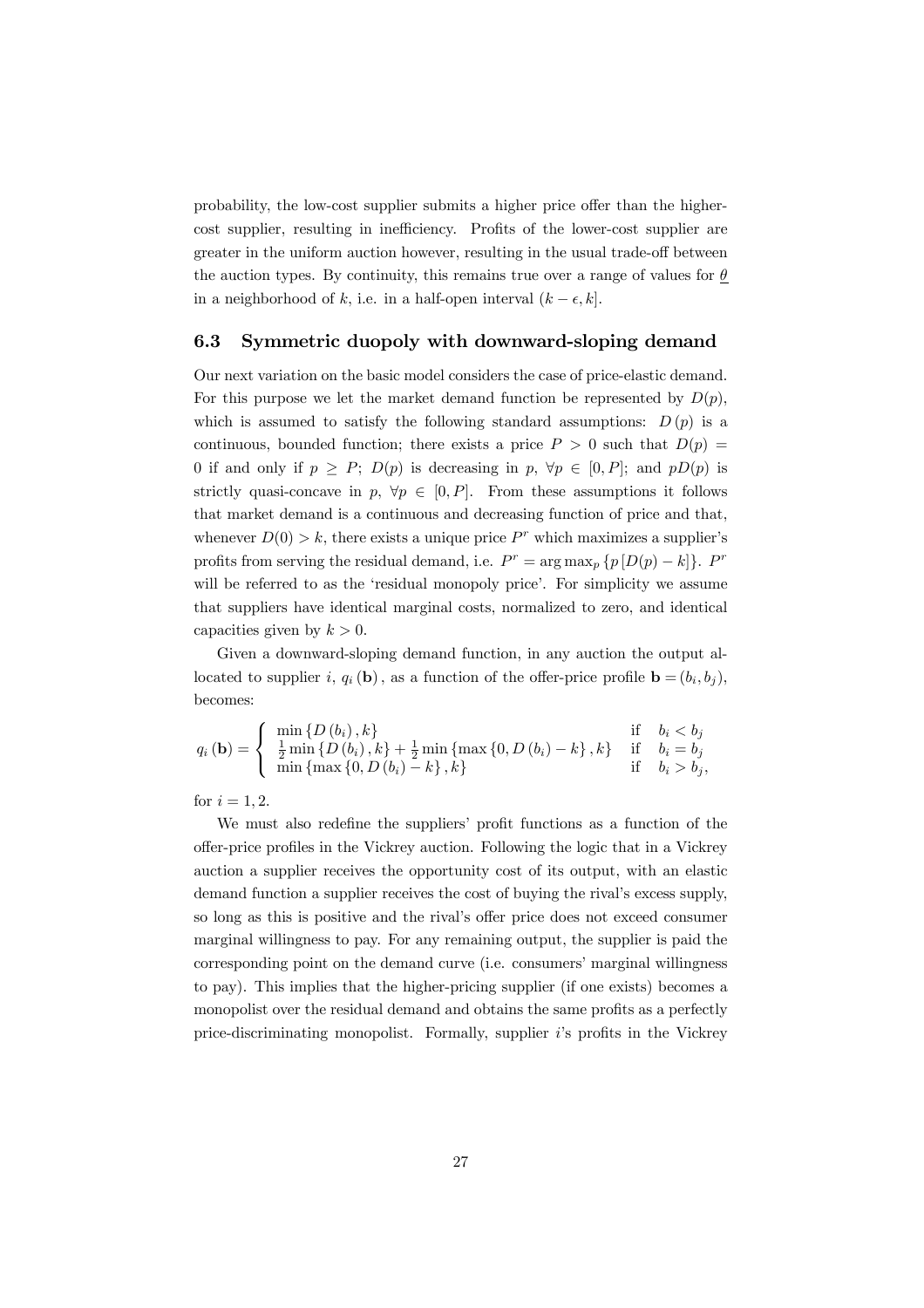probability, the low-cost supplier submits a higher price offer than the higher-cost supplier, resulting in inefficiency. Profits of the lower-cost supplier are greater in the uniform auction however, resulting in the usual trade-off between the auction types. By continuity, this remains true over a range of values for $\underline{\theta}$ in a neighborhood of $k$, i.e. in a half-open interval $(k - \epsilon, k]$.

### 6.3 Symmetric duopoly with downward-sloping demand

Our next variation on the basic model considers the case of price-elastic demand. For this purpose we let the market demand function be represented by $D(p)$, which is assumed to satisfy the following standard assumptions: $D(p)$ is a continuous, bounded function; there exists a price $P > 0$ such that $D(p) = 0$ if and only if $p \geq P$; $D(p)$ is decreasing in $p$, $\forall p \in [0, P]$; and $pD(p)$ is strictly quasi-concave in $p$, $\forall p \in [0, P]$. From these assumptions it follows that market demand is a continuous and decreasing function of price and that, whenever $D(0) > k$, there exists a unique price $P^r$ which maximizes a supplier's profits from serving the residual demand, i.e. $P^r = \arg\max_p \{p [D(p) - k]\}$. $P^r$ will be referred to as the 'residual monopoly price'. For simplicity we assume that suppliers have identical marginal costs, normalized to zero, and identical capacities given by $k > 0$.

Given a downward-sloping demand function, in any auction the output allocated to supplier $i$, $q_i(\mathbf{b})$, as a function of the offer-price profile $\mathbf{b} = (b_i, b_j)$, becomes:

$$q_i(\mathbf{b}) = \begin{cases} \min\{D(b_i), k\} & \text{if} \quad b_i < b_j \\ \frac{1}{2}\min\{D(b_i), k\} + \frac{1}{2}\min\{\max\{0, D(b_i) - k\}, k\} & \text{if} \quad b_i = b_j \\ \min\{\max\{0, D(b_i) - k\}, k\} & \text{if} \quad b_i > b_j, \end{cases}$$

for $i = 1, 2$.

We must also redefine the suppliers' profit functions as a function of the offer-price profiles in the Vickrey auction. Following the logic that in a Vickrey auction a supplier receives the opportunity cost of its output, with an elastic demand function a supplier receives the cost of buying the rival's excess supply, so long as this is positive and the rival's offer price does not exceed consumer marginal willingness to pay. For any remaining output, the supplier is paid the corresponding point on the demand curve (i.e. consumers' marginal willingness to pay). This implies that the higher-pricing supplier (if one exists) becomes a monopolist over the residual demand and obtains the same profits as a perfectly price-discriminating monopolist. Formally, supplier $i$'s profits in the Vickrey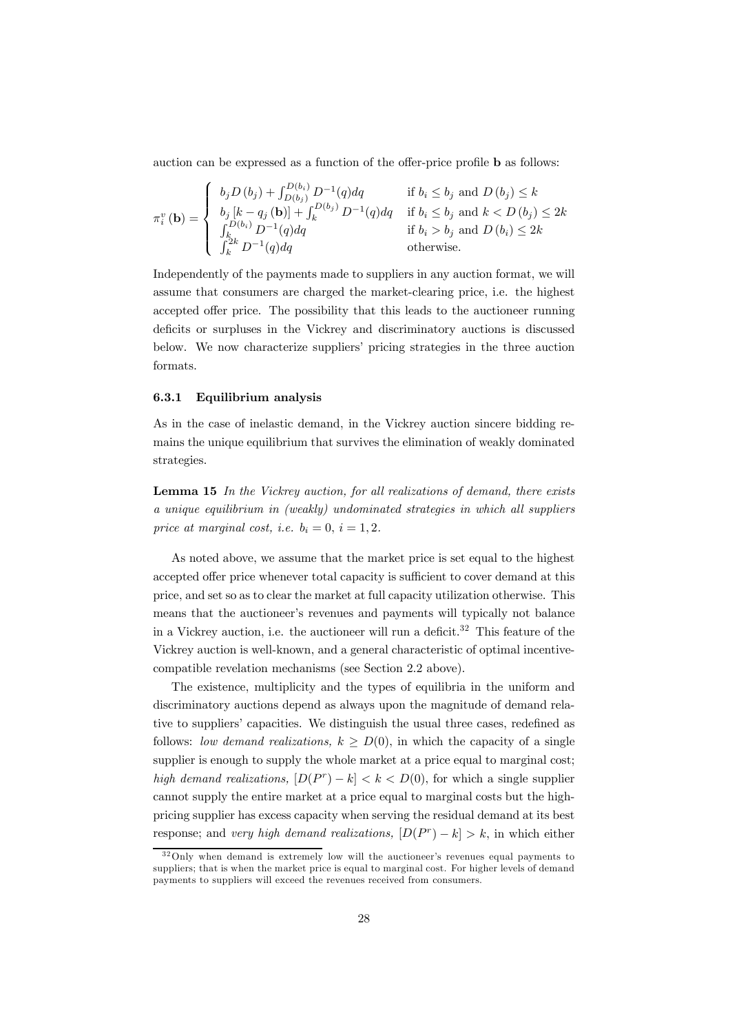auction can be expressed as a function of the offer-price profile $\mathbf{b}$ as follows:

$$\pi_i^v(\mathbf{b}) = \begin{cases} b_j D(b_j) + \int_{D(b_j)}^{D(b_i)} D^{-1}(q)dq & \text{if } b_i \leq b_j \text{ and } D(b_j) \leq k \\ b_j [k - q_j(\mathbf{b})] + \int_k^{D(b_j)} D^{-1}(q)dq & \text{if } b_i \leq b_j \text{ and } k < D(b_j) \leq 2k \\ \int_k^{D(b_i)} D^{-1}(q)dq & \text{if } b_i > b_j \text{ and } D(b_i) \leq 2k \\ \int_k^{2k} D^{-1}(q)dq & \text{otherwise.} \end{cases}$$

Independently of the payments made to suppliers in any auction format, we will assume that consumers are charged the market-clearing price, i.e. the highest accepted offer price. The possibility that this leads to the auctioneer running deficits or surpluses in the Vickrey and discriminatory auctions is discussed below. We now characterize suppliers' pricing strategies in the three auction formats.

### 6.3.1 Equilibrium analysis

As in the case of inelastic demand, in the Vickrey auction sincere bidding remains the unique equilibrium that survives the elimination of weakly dominated strategies.

**Lemma 15** *In the Vickrey auction, for all realizations of demand, there exists a unique equilibrium in (weakly) undominated strategies in which all suppliers price at marginal cost, i.e.* $b_i = 0$, $i = 1, 2$.

As noted above, we assume that the market price is set equal to the highest accepted offer price whenever total capacity is sufficient to cover demand at this price, and set so as to clear the market at full capacity utilization otherwise. This means that the auctioneer's revenues and payments will typically not balance in a Vickrey auction, i.e. the auctioneer will run a deficit.[32] This feature of the Vickrey auction is well-known, and a general characteristic of optimal incentive-compatible revelation mechanisms (see Section 2.2 above).

The existence, multiplicity and the types of equilibria in the uniform and discriminatory auctions depend as always upon the magnitude of demand relative to suppliers' capacities. We distinguish the usual three cases, redefined as follows: *low demand realizations,* $k \geq D(0)$, in which the capacity of a single supplier is enough to supply the whole market at a price equal to marginal cost; *high demand realizations,* $[D(P^r) - k] < k < D(0)$, for which a single supplier cannot supply the entire market at a price equal to marginal costs but the high-pricing supplier has excess capacity when serving the residual demand at its best response; and *very high demand realizations,* $[D(P^r) - k] > k$, in which either

[32] Only when demand is extremely low will the auctioneer's revenues equal payments to suppliers; that is when the market price is equal to marginal cost. For higher levels of demand payments to suppliers will exceed the revenues received from consumers.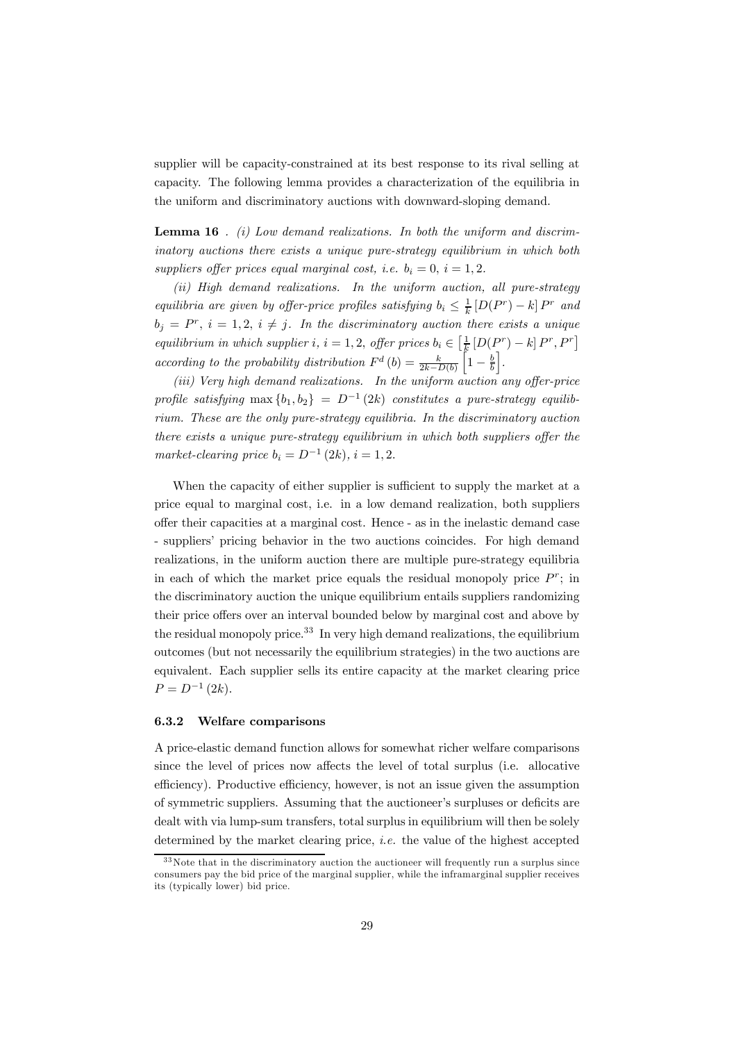supplier will be capacity-constrained at its best response to its rival selling at capacity. The following lemma provides a characterization of the equilibria in the uniform and discriminatory auctions with downward-sloping demand.

**Lemma 16** . *(i) Low demand realizations. In both the uniform and discriminatory auctions there exists a unique pure-strategy equilibrium in which both suppliers offer prices equal marginal cost, i.e.* $b_i = 0$*,* $i = 1, 2$*.*

*(ii) High demand realizations. In the uniform auction, all pure-strategy equilibria are given by offer-price profiles satisfying* $b_i \leq \frac{1}{k}\left[D(P^r) - k\right]P^r$ *and* $b_j = P^r$*,* $i = 1, 2$*,* $i \neq j$*. In the discriminatory auction there exists a unique equilibrium in which supplier* $i$*,* $i = 1, 2$*, offer prices* $b_i \in \left[\frac{1}{k}\left[D(P^r) - k\right]P^r, P^r\right]$ *according to the probability distribution* $F^d(b) = \frac{k}{2k - D(b)}\left[1 - \frac{\underline{b}}{b}\right]$*.*

*(iii) Very high demand realizations. In the uniform auction any offer-price profile satisfying* $\max\{b_1, b_2\} = D^{-1}(2k)$ *constitutes a pure-strategy equilibrium. These are the only pure-strategy equilibria. In the discriminatory auction there exists a unique pure-strategy equilibrium in which both suppliers offer the market-clearing price* $b_i = D^{-1}(2k)$*,* $i = 1, 2$*.*

When the capacity of either supplier is sufficient to supply the market at a price equal to marginal cost, i.e. in a low demand realization, both suppliers offer their capacities at a marginal cost. Hence - as in the inelastic demand case - suppliers' pricing behavior in the two auctions coincides. For high demand realizations, in the uniform auction there are multiple pure-strategy equilibria in each of which the market price equals the residual monopoly price $P^r$; in the discriminatory auction the unique equilibrium entails suppliers randomizing their price offers over an interval bounded below by marginal cost and above by the residual monopoly price.[33] In very high demand realizations, the equilibrium outcomes (but not necessarily the equilibrium strategies) in the two auctions are equivalent. Each supplier sells its entire capacity at the market clearing price $P = D^{-1}(2k)$.

### 6.3.2 Welfare comparisons

A price-elastic demand function allows for somewhat richer welfare comparisons since the level of prices now affects the level of total surplus (i.e. allocative efficiency). Productive efficiency, however, is not an issue given the assumption of symmetric suppliers. Assuming that the auctioneer's surpluses or deficits are dealt with via lump-sum transfers, total surplus in equilibrium will then be solely determined by the market clearing price, *i.e.* the value of the highest accepted

[33] Note that in the discriminatory auction the auctioneer will frequently run a surplus since consumers pay the bid price of the marginal supplier, while the inframarginal supplier receives its (typically lower) bid price.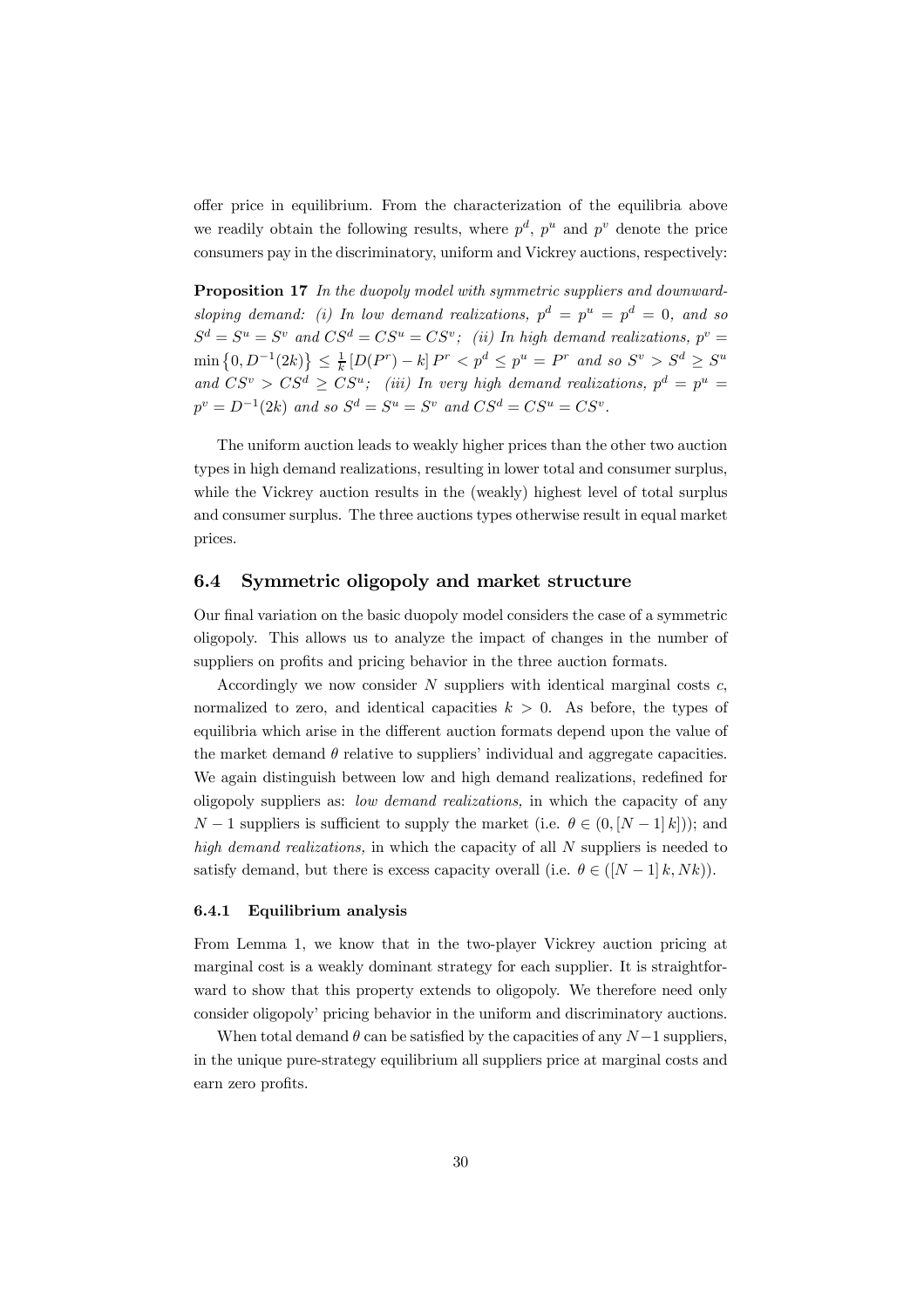offer price in equilibrium. From the characterization of the equilibria above we readily obtain the following results, where $p^d$, $p^u$ and $p^v$ denote the price consumers pay in the discriminatory, uniform and Vickrey auctions, respectively:

**Proposition 17** *In the duopoly model with symmetric suppliers and downward-sloping demand: (i) In low demand realizations,* $p^d = p^u = p^d = 0$*, and so* $S^d = S^u = S^v$ *and* $CS^d = CS^u = CS^v$*; (ii) In high demand realizations,* $p^v = \min\left\{0, D^{-1}(2k)\right\} \leq \frac{1}{k}\left[D(P^r) - k\right] P^r < p^d \leq p^u = P^r$ *and so* $S^v > S^d \geq S^u$ *and* $CS^v > CS^d \geq CS^u$*; (iii) In very high demand realizations,* $p^d = p^u = p^v = D^{-1}(2k)$ *and so* $S^d = S^u = S^v$ *and* $CS^d = CS^u = CS^v$*.*

The uniform auction leads to weakly higher prices than the other two auction types in high demand realizations, resulting in lower total and consumer surplus, while the Vickrey auction results in the (weakly) highest level of total surplus and consumer surplus. The three auctions types otherwise result in equal market prices.

## 6.4 Symmetric oligopoly and market structure

Our final variation on the basic duopoly model considers the case of a symmetric oligopoly. This allows us to analyze the impact of changes in the number of suppliers on profits and pricing behavior in the three auction formats.

Accordingly we now consider $N$ suppliers with identical marginal costs $c$, normalized to zero, and identical capacities $k > 0$. As before, the types of equilibria which arise in the different auction formats depend upon the value of the market demand $\theta$ relative to suppliers' individual and aggregate capacities. We again distinguish between low and high demand realizations, redefined for oligopoly suppliers as: *low demand realizations,* in which the capacity of any $N-1$ suppliers is sufficient to supply the market (i.e. $\theta \in (0, [N-1]\, k])$); and *high demand realizations,* in which the capacity of all $N$ suppliers is needed to satisfy demand, but there is excess capacity overall (i.e. $\theta \in ([N-1]\, k, Nk)$).

### 6.4.1 Equilibrium analysis

From Lemma 1, we know that in the two-player Vickrey auction pricing at marginal cost is a weakly dominant strategy for each supplier. It is straightforward to show that this property extends to oligopoly. We therefore need only consider oligopoly' pricing behavior in the uniform and discriminatory auctions.

When total demand $\theta$ can be satisfied by the capacities of any $N-1$ suppliers, in the unique pure-strategy equilibrium all suppliers price at marginal costs and earn zero profits.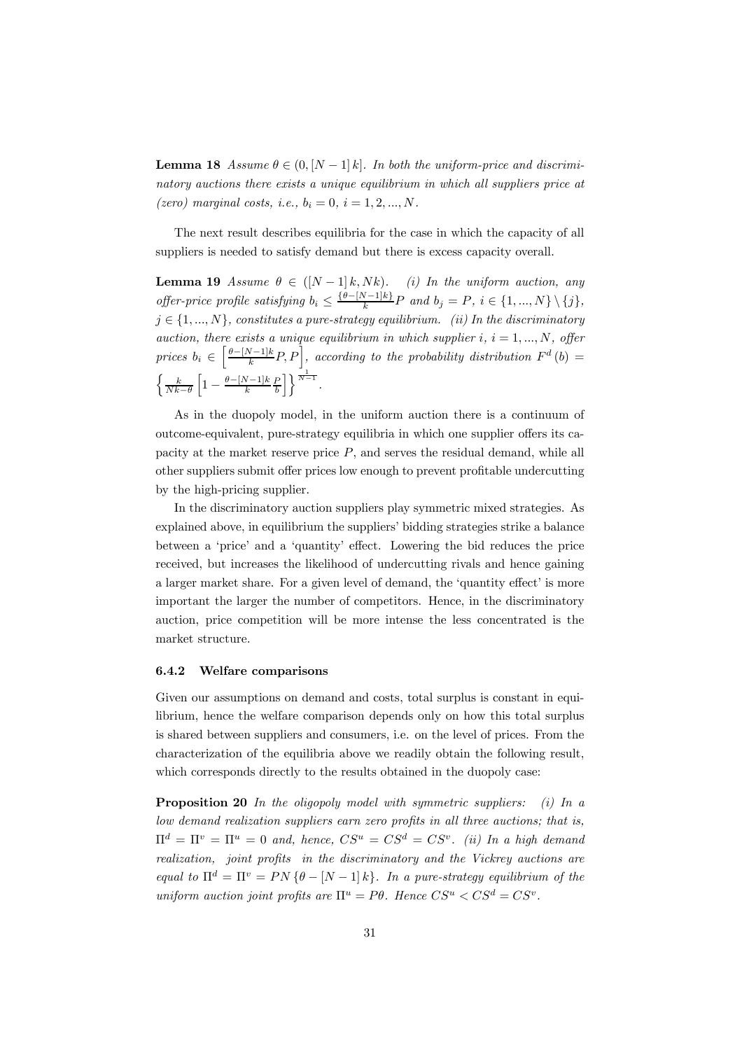**Lemma 18** *Assume $\theta \in (0, [N-1]k]$. In both the uniform-price and discriminatory auctions there exists a unique equilibrium in which all suppliers price at (zero) marginal costs, i.e., $b_i = 0$, $i = 1, 2, ..., N$.*

The next result describes equilibria for the case in which the capacity of all suppliers is needed to satisfy demand but there is excess capacity overall.

**Lemma 19** *Assume $\theta \in ([N-1]k, Nk)$. (i) In the uniform auction, any offer-price profile satisfying $b_i \leq \frac{\{\theta - [N-1]k\}}{k} P$ and $b_j = P$, $i \in \{1, ..., N\} \setminus \{j\}$, $j \in \{1, ..., N\}$, constitutes a pure-strategy equilibrium. (ii) In the discriminatory auction, there exists a unique equilibrium in which supplier $i$, $i = 1, ..., N$, offer prices $b_i \in \left[\frac{\theta - [N-1]k}{k} P, P\right]$, according to the probability distribution $F^d(b) = \left\{\frac{k}{Nk - \theta}\left[1 - \frac{\theta - [N-1]k}{k}\frac{P}{b}\right]\right\}^{\frac{1}{N-1}}$.*

As in the duopoly model, in the uniform auction there is a continuum of outcome-equivalent, pure-strategy equilibria in which one supplier offers its capacity at the market reserve price $P$, and serves the residual demand, while all other suppliers submit offer prices low enough to prevent profitable undercutting by the high-pricing supplier.

In the discriminatory auction suppliers play symmetric mixed strategies. As explained above, in equilibrium the suppliers' bidding strategies strike a balance between a 'price' and a 'quantity' effect. Lowering the bid reduces the price received, but increases the likelihood of undercutting rivals and hence gaining a larger market share. For a given level of demand, the 'quantity effect' is more important the larger the number of competitors. Hence, in the discriminatory auction, price competition will be more intense the less concentrated is the market structure.

### 6.4.2 Welfare comparisons

Given our assumptions on demand and costs, total surplus is constant in equilibrium, hence the welfare comparison depends only on how this total surplus is shared between suppliers and consumers, i.e. on the level of prices. From the characterization of the equilibria above we readily obtain the following result, which corresponds directly to the results obtained in the duopoly case:

**Proposition 20** *In the oligopoly model with symmetric suppliers: (i) In a low demand realization suppliers earn zero profits in all three auctions; that is, $\Pi^d = \Pi^v = \Pi^u = 0$ and, hence, $CS^u = CS^d = CS^v$. (ii) In a high demand realization, joint profits in the discriminatory and the Vickrey auctions are equal to $\Pi^d = \Pi^v = PN\{\theta - [N-1]k\}$. In a pure-strategy equilibrium of the uniform auction joint profits are $\Pi^u = P\theta$. Hence $CS^u < CS^d = CS^v$.*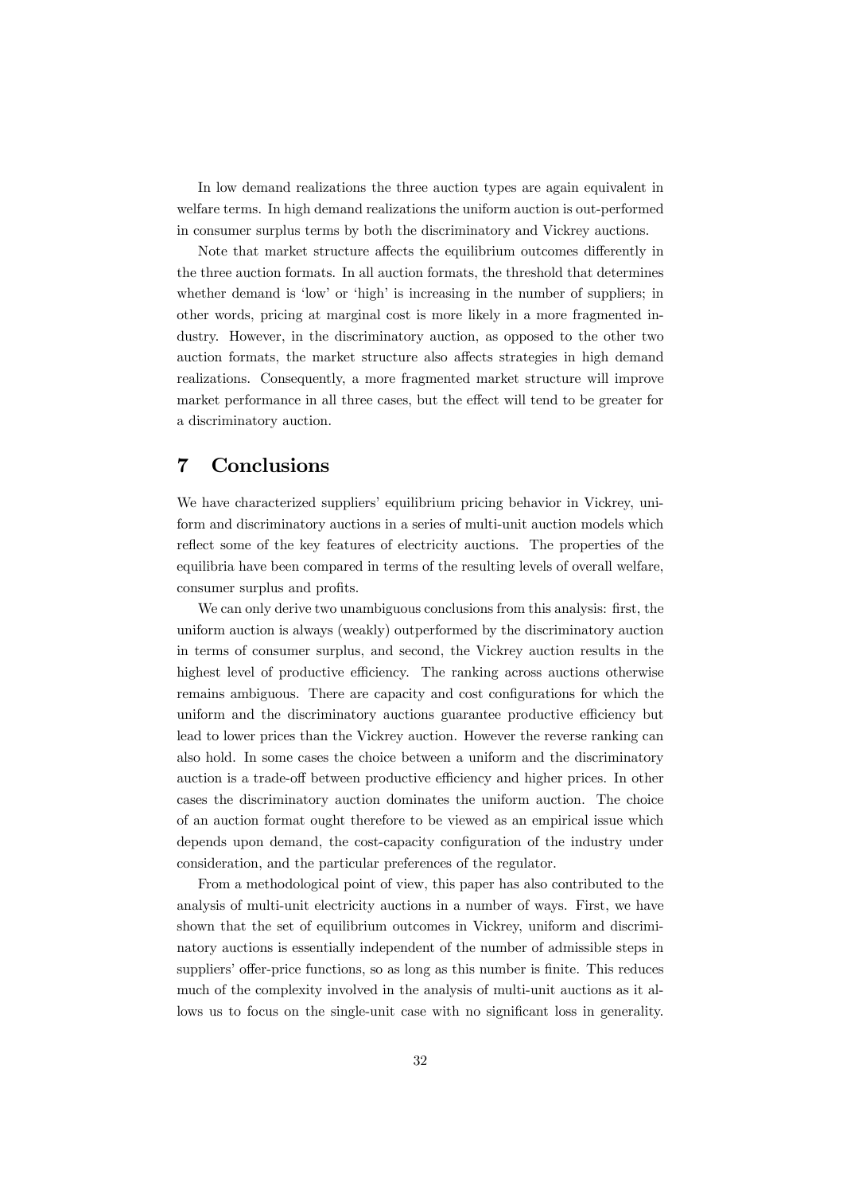In low demand realizations the three auction types are again equivalent in welfare terms. In high demand realizations the uniform auction is out-performed in consumer surplus terms by both the discriminatory and Vickrey auctions.

Note that market structure affects the equilibrium outcomes differently in the three auction formats. In all auction formats, the threshold that determines whether demand is 'low' or 'high' is increasing in the number of suppliers; in other words, pricing at marginal cost is more likely in a more fragmented industry. However, in the discriminatory auction, as opposed to the other two auction formats, the market structure also affects strategies in high demand realizations. Consequently, a more fragmented market structure will improve market performance in all three cases, but the effect will tend to be greater for a discriminatory auction.

# 7 Conclusions

We have characterized suppliers' equilibrium pricing behavior in Vickrey, uniform and discriminatory auctions in a series of multi-unit auction models which reflect some of the key features of electricity auctions. The properties of the equilibria have been compared in terms of the resulting levels of overall welfare, consumer surplus and profits.

We can only derive two unambiguous conclusions from this analysis: first, the uniform auction is always (weakly) outperformed by the discriminatory auction in terms of consumer surplus, and second, the Vickrey auction results in the highest level of productive efficiency. The ranking across auctions otherwise remains ambiguous. There are capacity and cost configurations for which the uniform and the discriminatory auctions guarantee productive efficiency but lead to lower prices than the Vickrey auction. However the reverse ranking can also hold. In some cases the choice between a uniform and the discriminatory auction is a trade-off between productive efficiency and higher prices. In other cases the discriminatory auction dominates the uniform auction. The choice of an auction format ought therefore to be viewed as an empirical issue which depends upon demand, the cost-capacity configuration of the industry under consideration, and the particular preferences of the regulator.

From a methodological point of view, this paper has also contributed to the analysis of multi-unit electricity auctions in a number of ways. First, we have shown that the set of equilibrium outcomes in Vickrey, uniform and discriminatory auctions is essentially independent of the number of admissible steps in suppliers' offer-price functions, so as long as this number is finite. This reduces much of the complexity involved in the analysis of multi-unit auctions as it allows us to focus on the single-unit case with no significant loss in generality.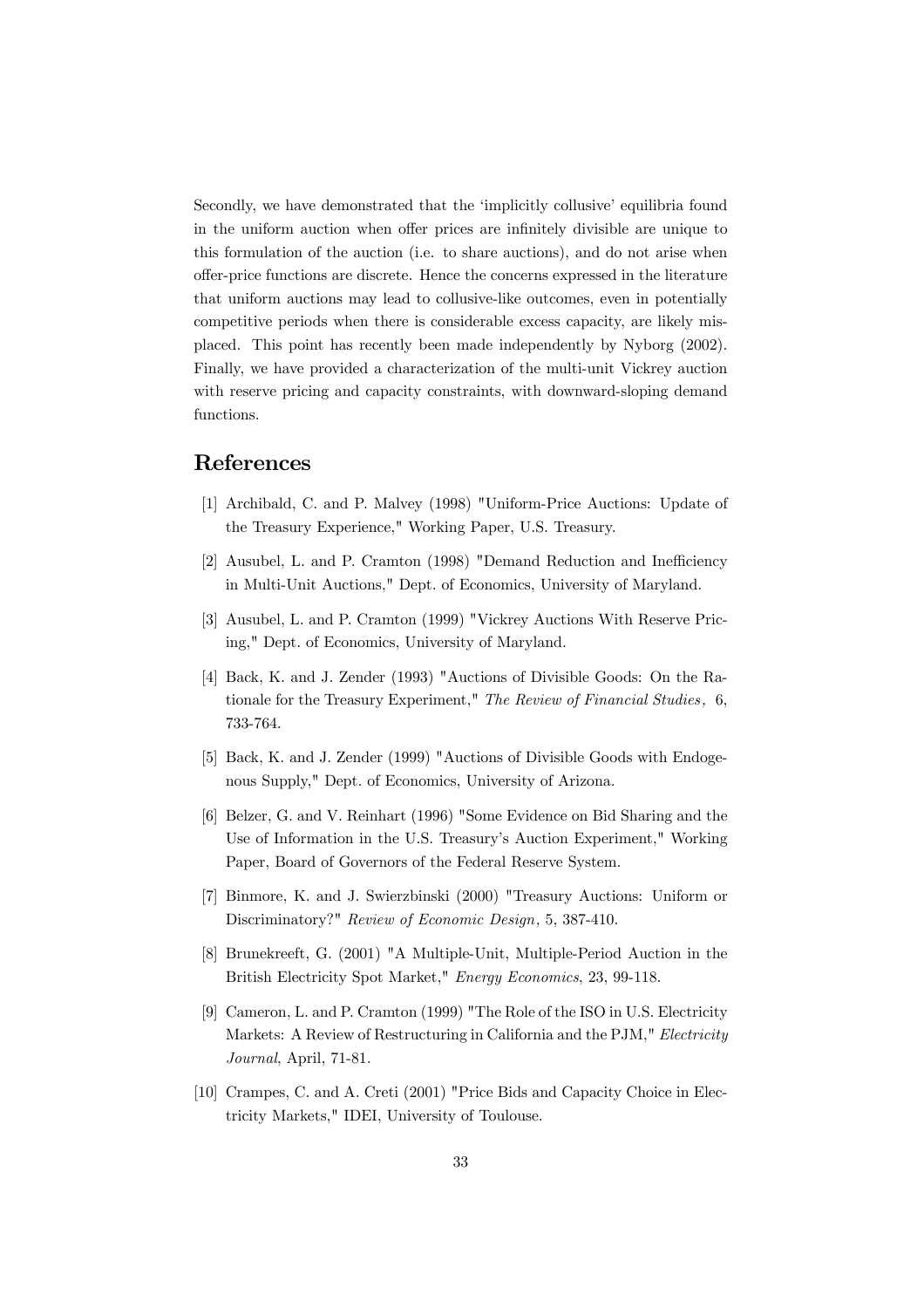Secondly, we have demonstrated that the 'implicitly collusive' equilibria found in the uniform auction when offer prices are infinitely divisible are unique to this formulation of the auction (i.e. to share auctions), and do not arise when offer-price functions are discrete. Hence the concerns expressed in the literature that uniform auctions may lead to collusive-like outcomes, even in potentially competitive periods when there is considerable excess capacity, are likely misplaced. This point has recently been made independently by Nyborg (2002). Finally, we have provided a characterization of the multi-unit Vickrey auction with reserve pricing and capacity constraints, with downward-sloping demand functions.

# References

[1] Archibald, C. and P. Malvey (1998) "Uniform-Price Auctions: Update of the Treasury Experience," Working Paper, U.S. Treasury.

[2] Ausubel, L. and P. Cramton (1998) "Demand Reduction and Inefficiency in Multi-Unit Auctions," Dept. of Economics, University of Maryland.

[3] Ausubel, L. and P. Cramton (1999) "Vickrey Auctions With Reserve Pricing," Dept. of Economics, University of Maryland.

[4] Back, K. and J. Zender (1993) "Auctions of Divisible Goods: On the Rationale for the Treasury Experiment," *The Review of Financial Studies,* 6, 733-764.

[5] Back, K. and J. Zender (1999) "Auctions of Divisible Goods with Endogenous Supply," Dept. of Economics, University of Arizona.

[6] Belzer, G. and V. Reinhart (1996) "Some Evidence on Bid Sharing and the Use of Information in the U.S. Treasury's Auction Experiment," Working Paper, Board of Governors of the Federal Reserve System.

[7] Binmore, K. and J. Swierzbinski (2000) "Treasury Auctions: Uniform or Discriminatory?" *Review of Economic Design,* 5, 387-410.

[8] Brunekreeft, G. (2001) "A Multiple-Unit, Multiple-Period Auction in the British Electricity Spot Market," *Energy Economics*, 23, 99-118.

[9] Cameron, L. and P. Cramton (1999) "The Role of the ISO in U.S. Electricity Markets: A Review of Restructuring in California and the PJM," *Electricity Journal*, April, 71-81.

[10] Crampes, C. and A. Creti (2001) "Price Bids and Capacity Choice in Electricity Markets," IDEI, University of Toulouse.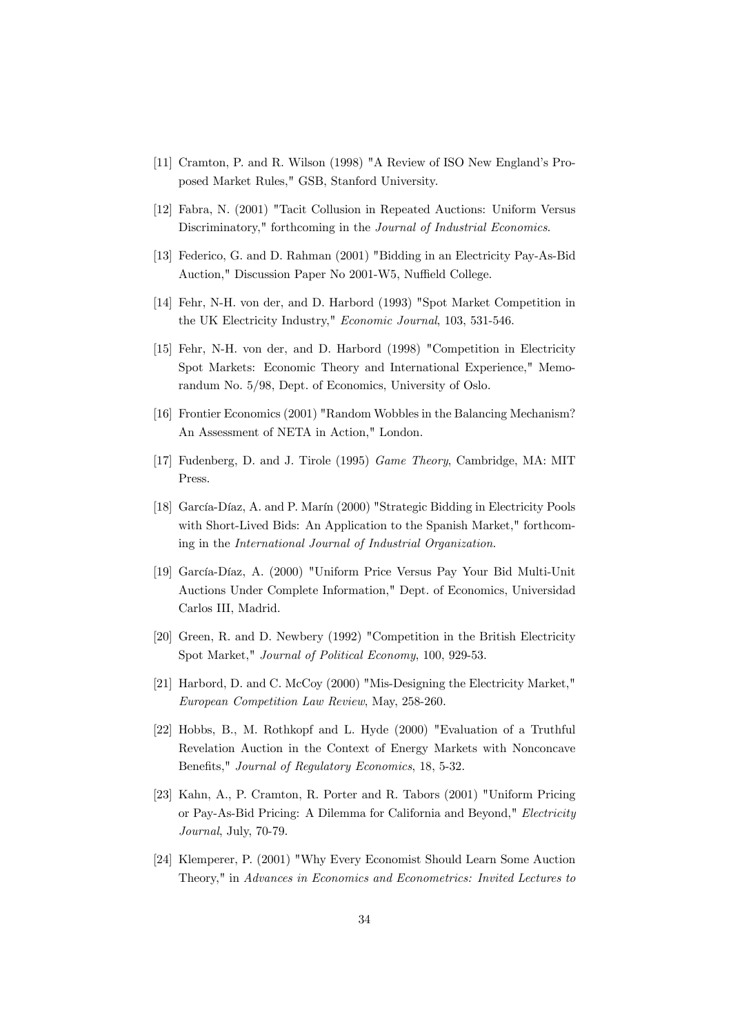[11] Cramton, P. and R. Wilson (1998) "A Review of ISO New England's Proposed Market Rules," GSB, Stanford University.

[12] Fabra, N. (2001) "Tacit Collusion in Repeated Auctions: Uniform Versus Discriminatory," forthcoming in the *Journal of Industrial Economics*.

[13] Federico, G. and D. Rahman (2001) "Bidding in an Electricity Pay-As-Bid Auction," Discussion Paper No 2001-W5, Nuffield College.

[14] Fehr, N-H. von der, and D. Harbord (1993) "Spot Market Competition in the UK Electricity Industry," *Economic Journal*, 103, 531-546.

[15] Fehr, N-H. von der, and D. Harbord (1998) "Competition in Electricity Spot Markets: Economic Theory and International Experience," Memorandum No. 5/98, Dept. of Economics, University of Oslo.

[16] Frontier Economics (2001) "Random Wobbles in the Balancing Mechanism? An Assessment of NETA in Action," London.

[17] Fudenberg, D. and J. Tirole (1995) *Game Theory*, Cambridge, MA: MIT Press.

[18] García-Díaz, A. and P. Marín (2000) "Strategic Bidding in Electricity Pools with Short-Lived Bids: An Application to the Spanish Market," forthcoming in the *International Journal of Industrial Organization*.

[19] García-Díaz, A. (2000) "Uniform Price Versus Pay Your Bid Multi-Unit Auctions Under Complete Information," Dept. of Economics, Universidad Carlos III, Madrid.

[20] Green, R. and D. Newbery (1992) "Competition in the British Electricity Spot Market," *Journal of Political Economy*, 100, 929-53.

[21] Harbord, D. and C. McCoy (2000) "Mis-Designing the Electricity Market," *European Competition Law Review*, May, 258-260.

[22] Hobbs, B., M. Rothkopf and L. Hyde (2000) "Evaluation of a Truthful Revelation Auction in the Context of Energy Markets with Nonconcave Benefits," *Journal of Regulatory Economics*, 18, 5-32.

[23] Kahn, A., P. Cramton, R. Porter and R. Tabors (2001) "Uniform Pricing or Pay-As-Bid Pricing: A Dilemma for California and Beyond," *Electricity Journal*, July, 70-79.

[24] Klemperer, P. (2001) "Why Every Economist Should Learn Some Auction Theory," in *Advances in Economics and Econometrics: Invited Lectures to*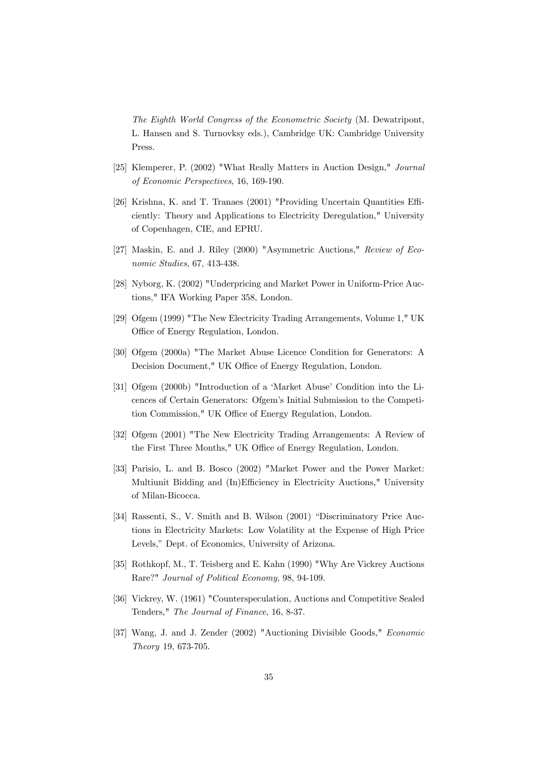*The Eighth World Congress of the Econometric Society* (M. Dewatripont, L. Hansen and S. Turnovksy eds.), Cambridge UK: Cambridge University Press.

[25] Klemperer, P. (2002) "What Really Matters in Auction Design," *Journal of Economic Perspectives*, 16, 169-190.

[26] Krishna, K. and T. Tranaes (2001) "Providing Uncertain Quantities Efficiently: Theory and Applications to Electricity Deregulation," University of Copenhagen, CIE, and EPRU.

[27] Maskin, E. and J. Riley (2000) "Asymmetric Auctions," *Review of Economic Studies*, 67, 413-438.

[28] Nyborg, K. (2002) "Underpricing and Market Power in Uniform-Price Auctions," IFA Working Paper 358, London.

[29] Ofgem (1999) "The New Electricity Trading Arrangements, Volume 1," UK Office of Energy Regulation, London.

[30] Ofgem (2000a) "The Market Abuse Licence Condition for Generators: A Decision Document," UK Office of Energy Regulation, London.

[31] Ofgem (2000b) "Introduction of a 'Market Abuse' Condition into the Licences of Certain Generators: Ofgem's Initial Submission to the Competition Commission," UK Office of Energy Regulation, London.

[32] Ofgem (2001) "The New Electricity Trading Arrangements: A Review of the First Three Months," UK Office of Energy Regulation, London.

[33] Parisio, L. and B. Bosco (2002) "Market Power and the Power Market: Multiunit Bidding and (In)Efficiency in Electricity Auctions," University of Milan-Bicocca.

[34] Rassenti, S., V. Smith and B. Wilson (2001) "Discriminatory Price Auctions in Electricity Markets: Low Volatility at the Expense of High Price Levels," Dept. of Economics, University of Arizona.

[35] Rothkopf, M., T. Teisberg and E. Kahn (1990) "Why Are Vickrey Auctions Rare?" *Journal of Political Economy*, 98, 94-109.

[36] Vickrey, W. (1961) "Counterspeculation, Auctions and Competitive Sealed Tenders," *The Journal of Finance*, 16, 8-37.

[37] Wang, J. and J. Zender (2002) "Auctioning Divisible Goods," *Economic Theory* 19, 673-705.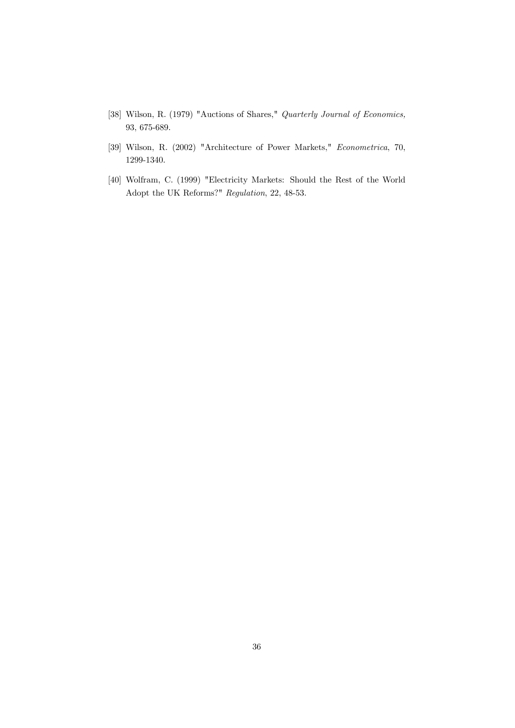[38] Wilson, R. (1979) "Auctions of Shares," *Quarterly Journal of Economics,* 93, 675-689.

[39] Wilson, R. (2002) "Architecture of Power Markets," *Econometrica*, 70, 1299-1340.

[40] Wolfram, C. (1999) "Electricity Markets: Should the Rest of the World Adopt the UK Reforms?" *Regulation*, 22, 48-53.